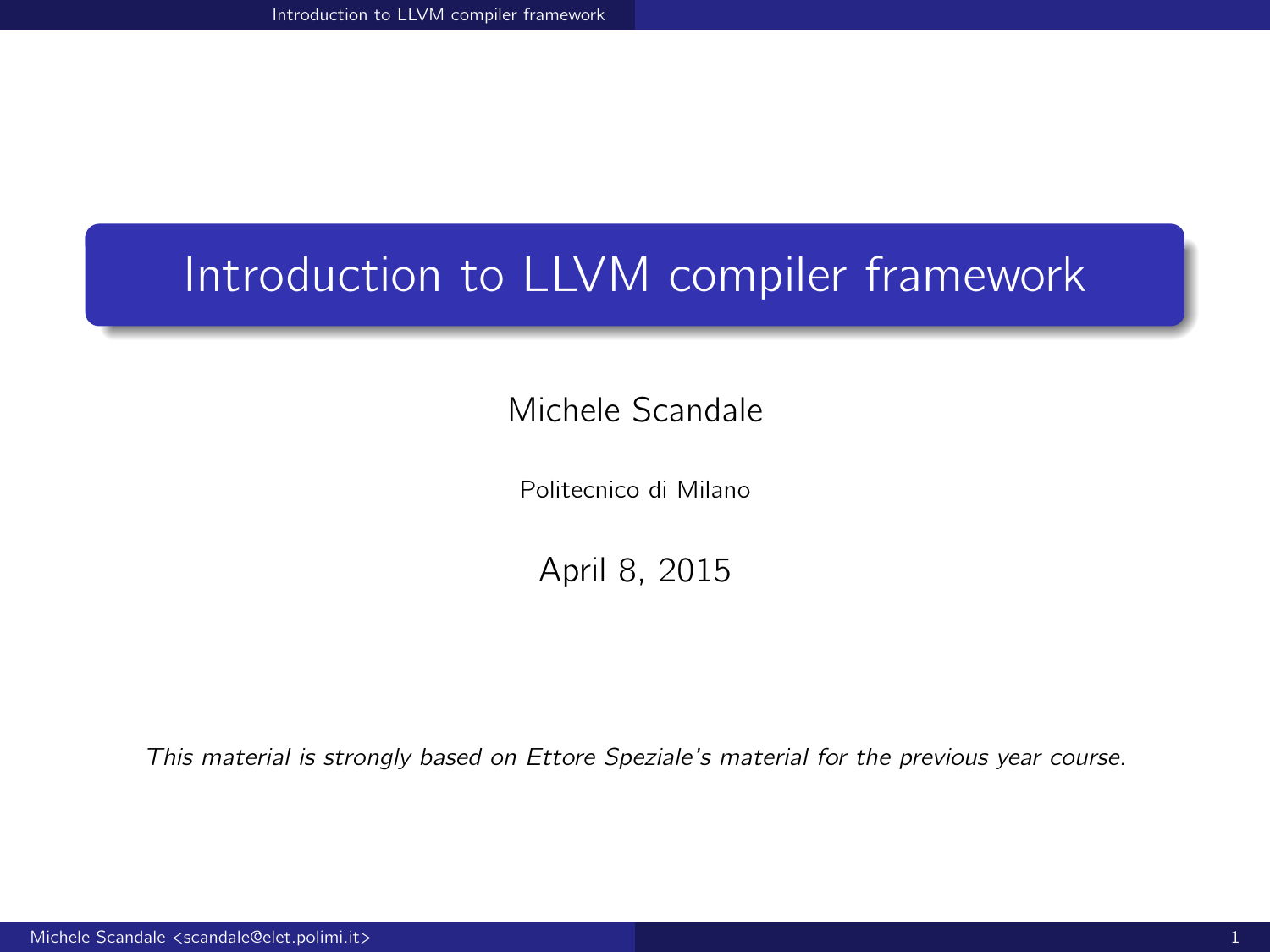# Introduction to LLVM compiler framework

Michele Scandale

Politecnico di Milano

April 8, 2015

*This material is strongly based on Ettore Speziale's material for the previous year course.*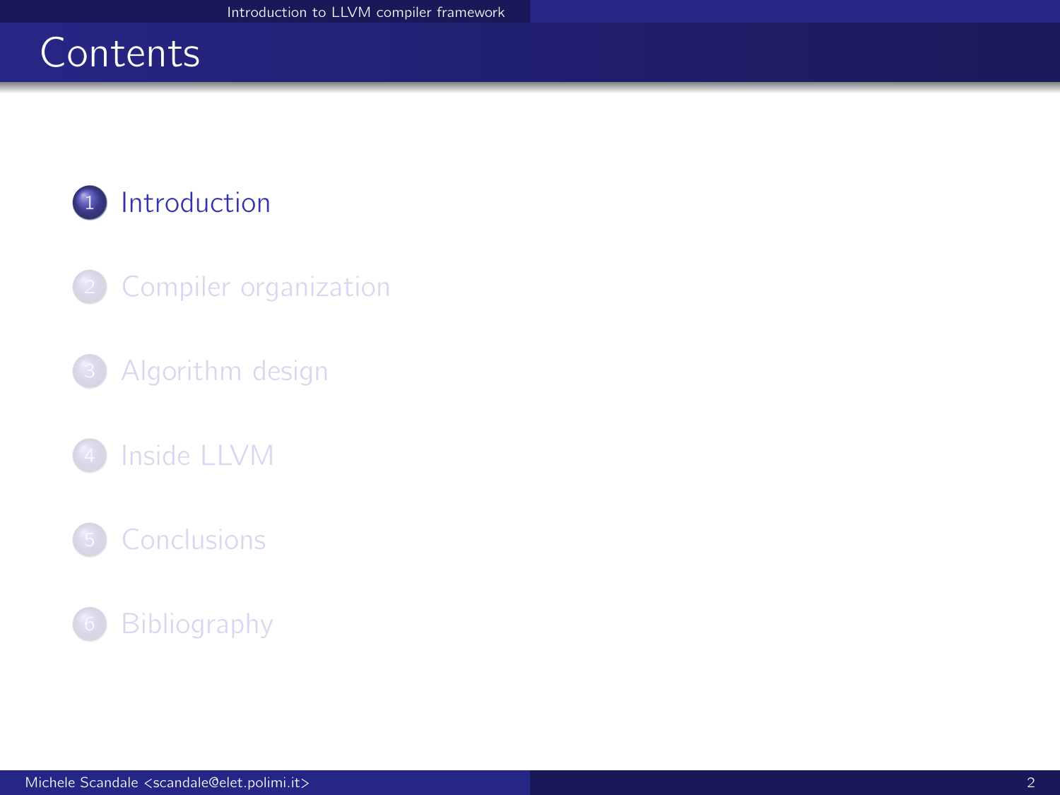# Contents

1. Introduction
2. Compiler organization
3. Algorithm design
4. Inside LLVM
5. Conclusions
6. Bibliography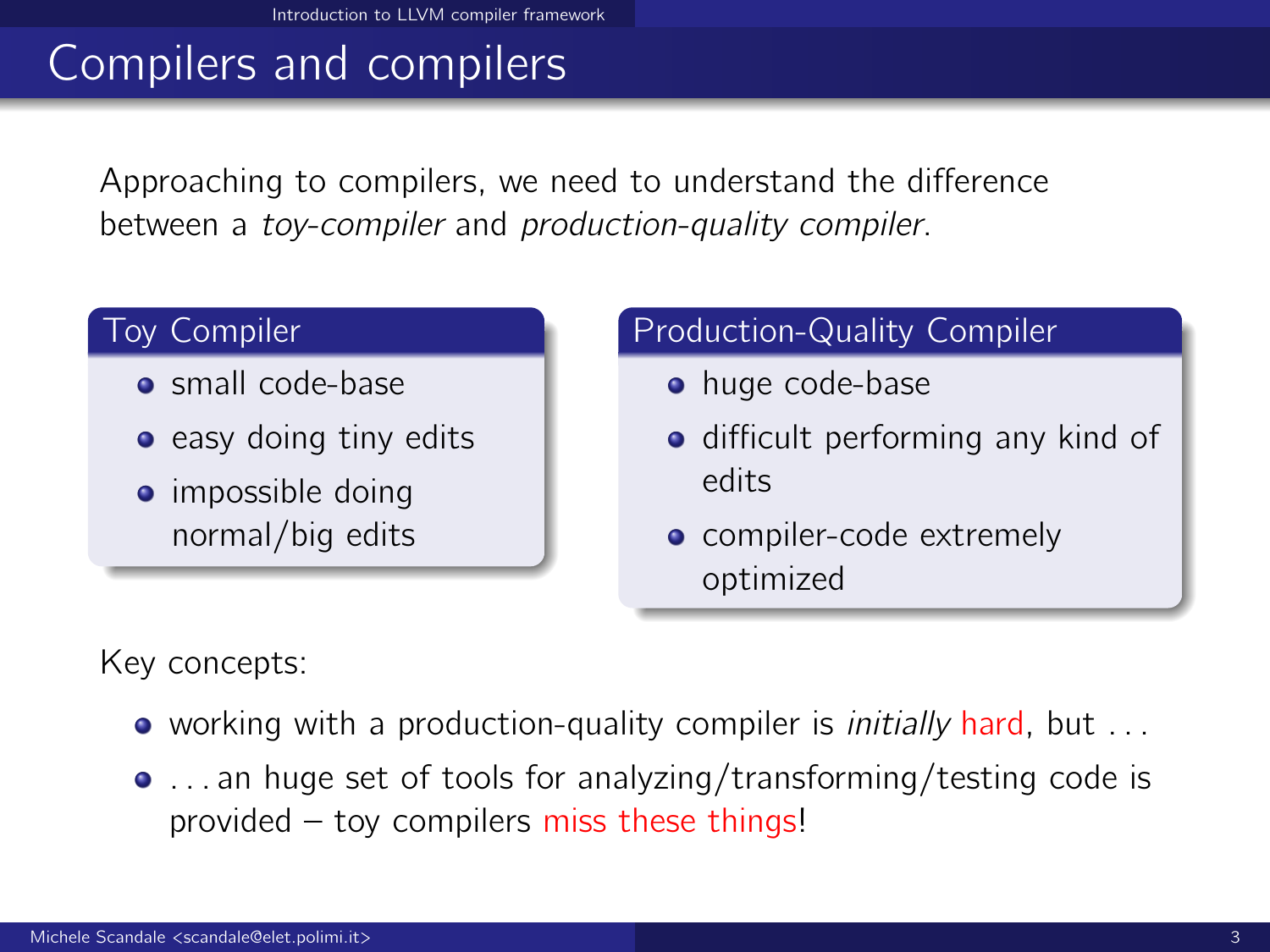# Compilers and compilers

Approaching to compilers, we need to understand the difference between a *toy-compiler* and *production-quality compiler*.

### Toy Compiler

- small code-base
- easy doing tiny edits
- impossible doing normal/big edits

### Production-Quality Compiler

- huge code-base
- difficult performing any kind of edits
- compiler-code extremely optimized

Key concepts:

- working with a production-quality compiler is *initially* hard, but . . .
- . . . an huge set of tools for analyzing/transforming/testing code is provided – toy compilers miss these things!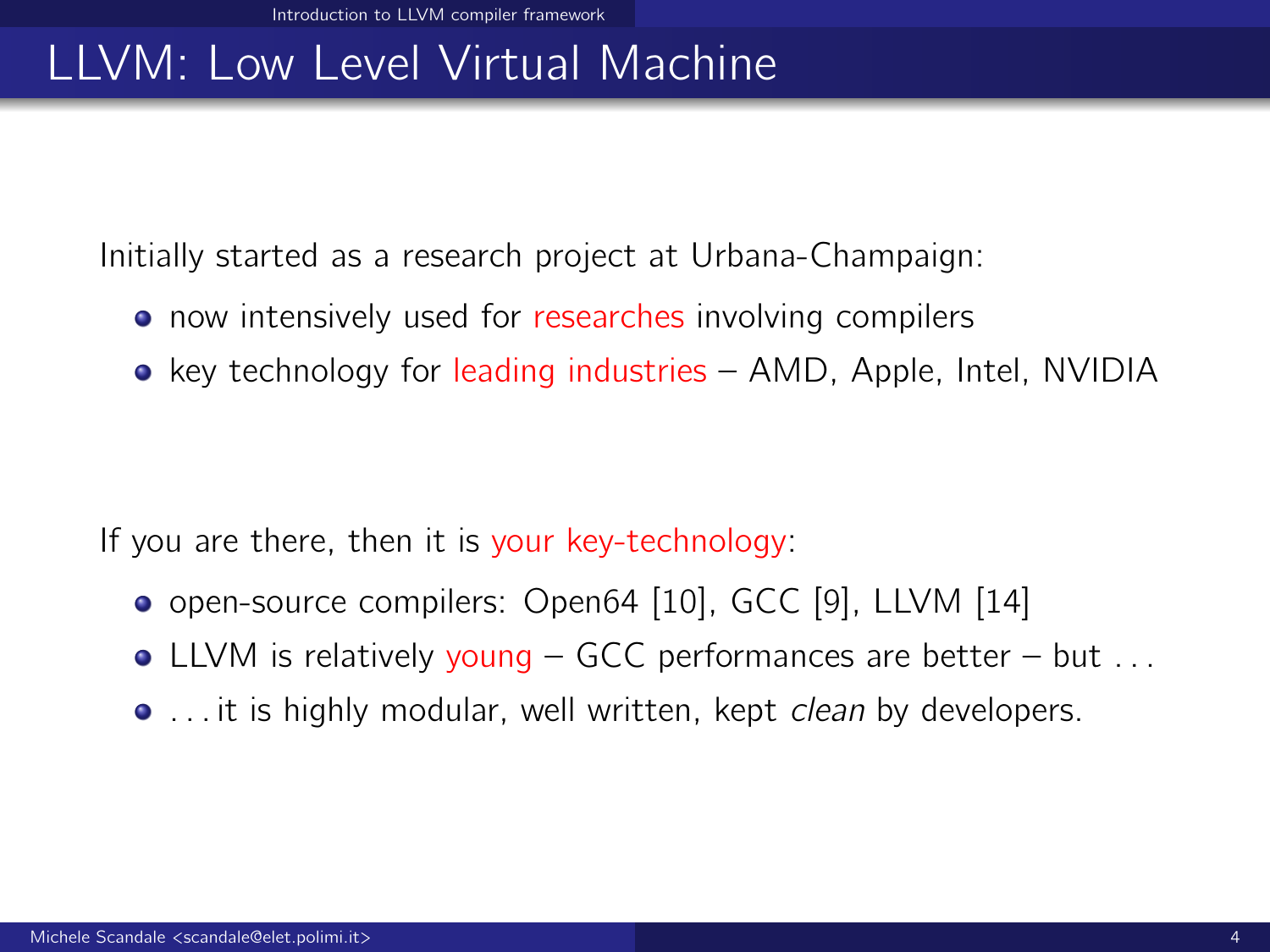# LLVM: Low Level Virtual Machine

Initially started as a research project at Urbana-Champaign:

- now intensively used for researches involving compilers
- key technology for leading industries – AMD, Apple, Intel, NVIDIA

If you are there, then it is your key-technology:

- open-source compilers: Open64 [10], GCC [9], LLVM [14]
- LLVM is relatively young – GCC performances are better – but . . .
- . . . it is highly modular, well written, kept *clean* by developers.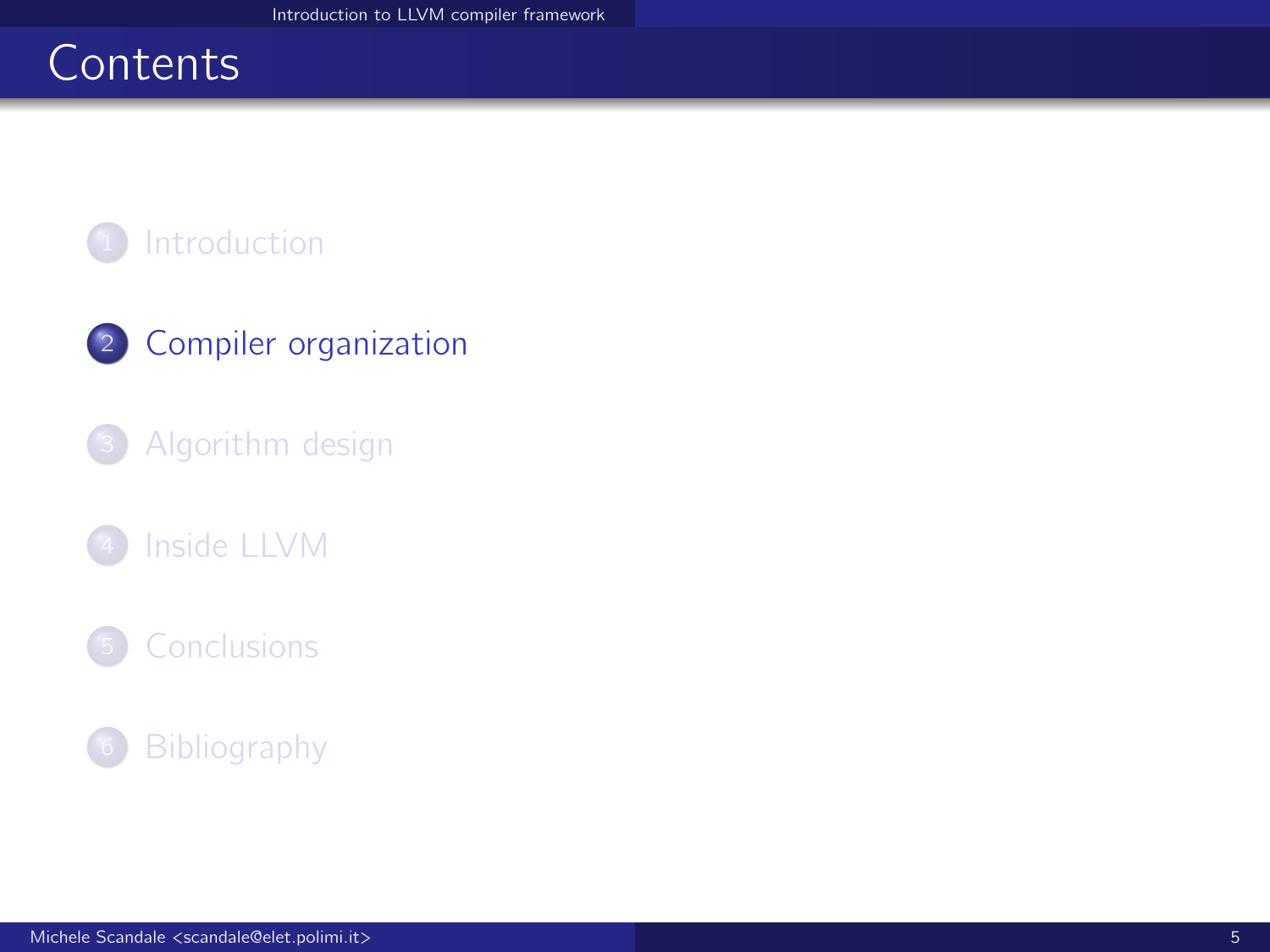# Contents

1. Introduction
2. **Compiler organization**
3. Algorithm design
4. Inside LLVM
5. Conclusions
6. Bibliography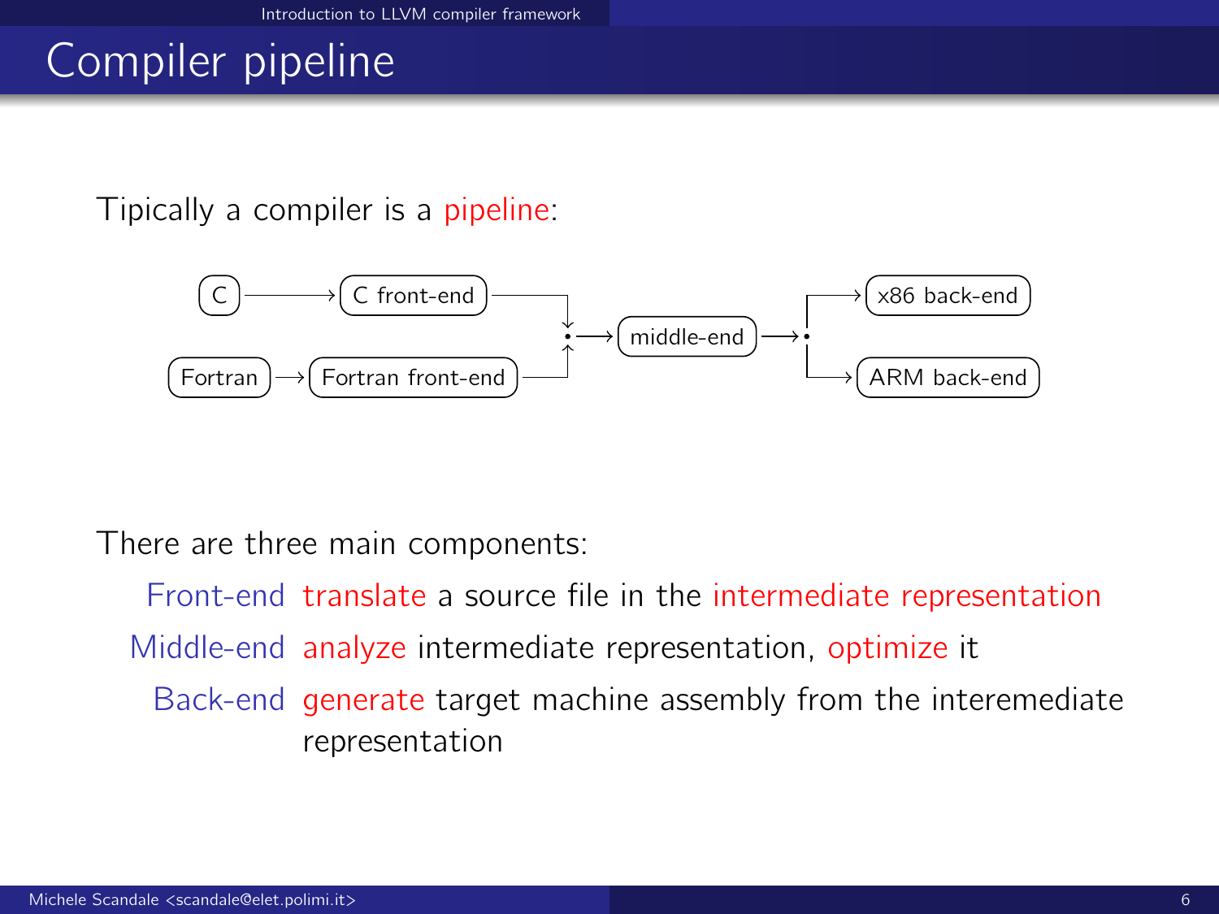# Compiler pipeline

Tipically a compiler is a pipeline:

C → C front-end → middle-end → x86 back-end

Fortran → Fortran front-end → middle-end → ARM back-end

There are three main components:

- **Front-end** translate a source file in the intermediate representation
- **Middle-end** analyze intermediate representation, optimize it
- **Back-end** generate target machine assembly from the interemediate representation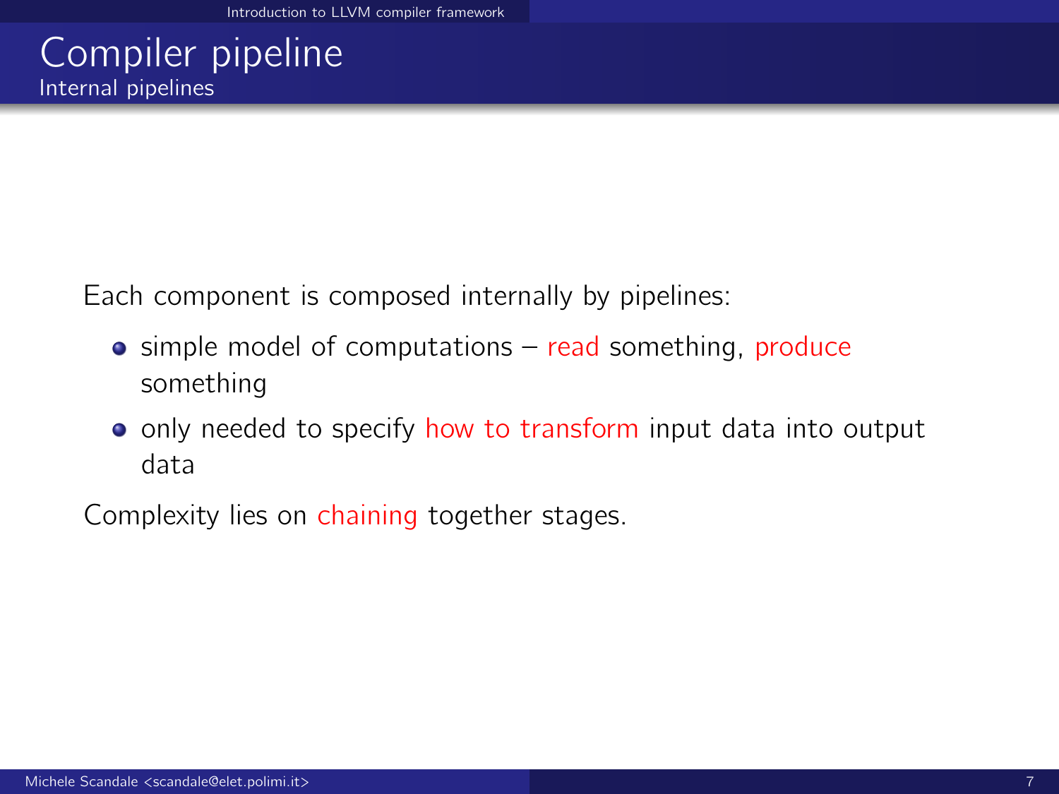# Compiler pipeline

## Internal pipelines

Each component is composed internally by pipelines:

- simple model of computations – read something, produce something
- only needed to specify how to transform input data into output data

Complexity lies on chaining together stages.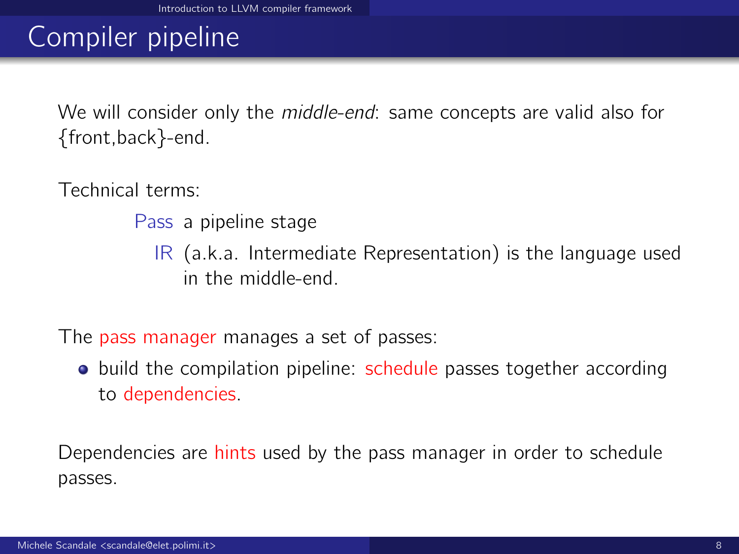# Compiler pipeline

We will consider only the *middle-end*: same concepts are valid also for {front,back}-end.

Technical terms:

- **Pass** a pipeline stage
- **IR** (a.k.a. Intermediate Representation) is the language used in the middle-end.

The pass manager manages a set of passes:

- build the compilation pipeline: schedule passes together according to dependencies.

Dependencies are hints used by the pass manager in order to schedule passes.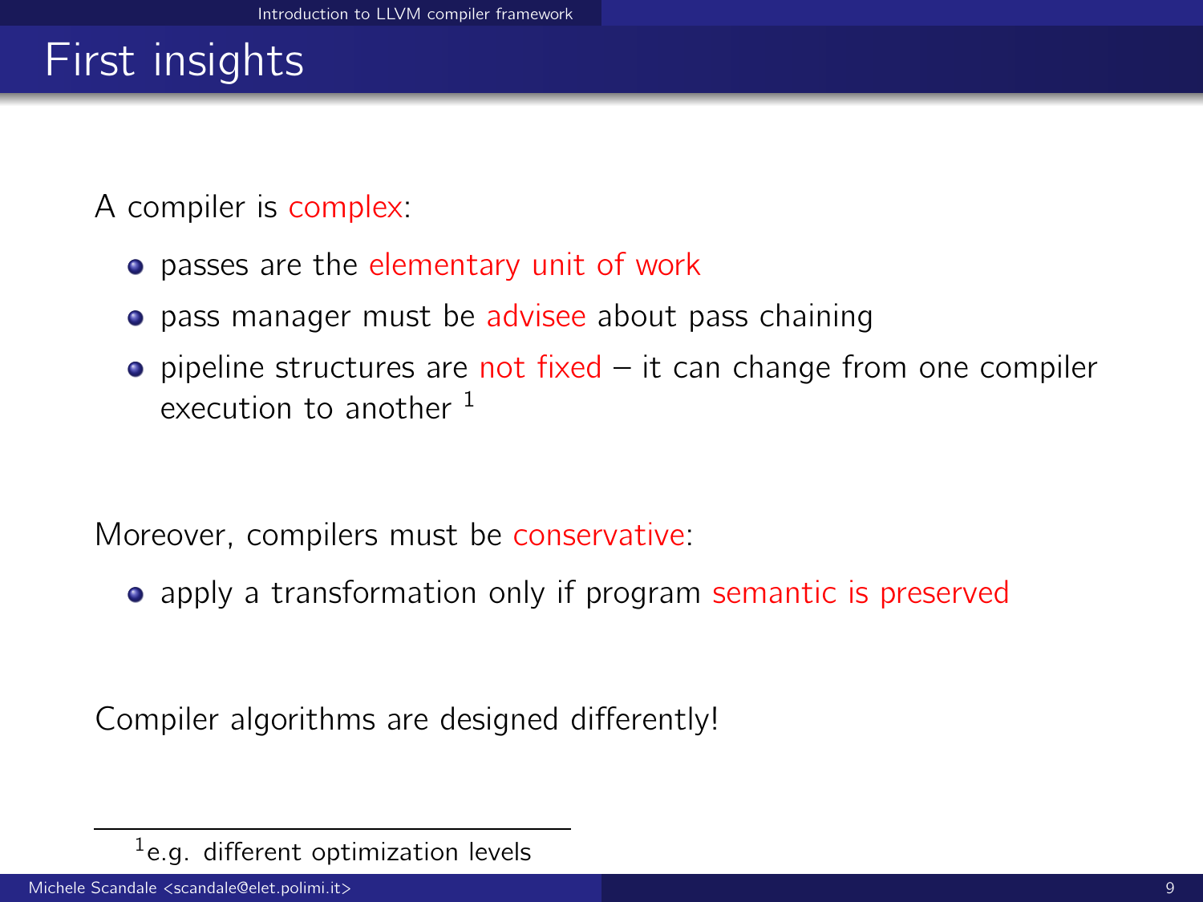# First insights

A compiler is complex:

- passes are the elementary unit of work
- pass manager must be advisee about pass chaining
- pipeline structures are not fixed – it can change from one compiler execution to another [1]

Moreover, compilers must be conservative:

- apply a transformation only if program semantic is preserved

Compiler algorithms are designed differently!

---

[1] e.g. different optimization levels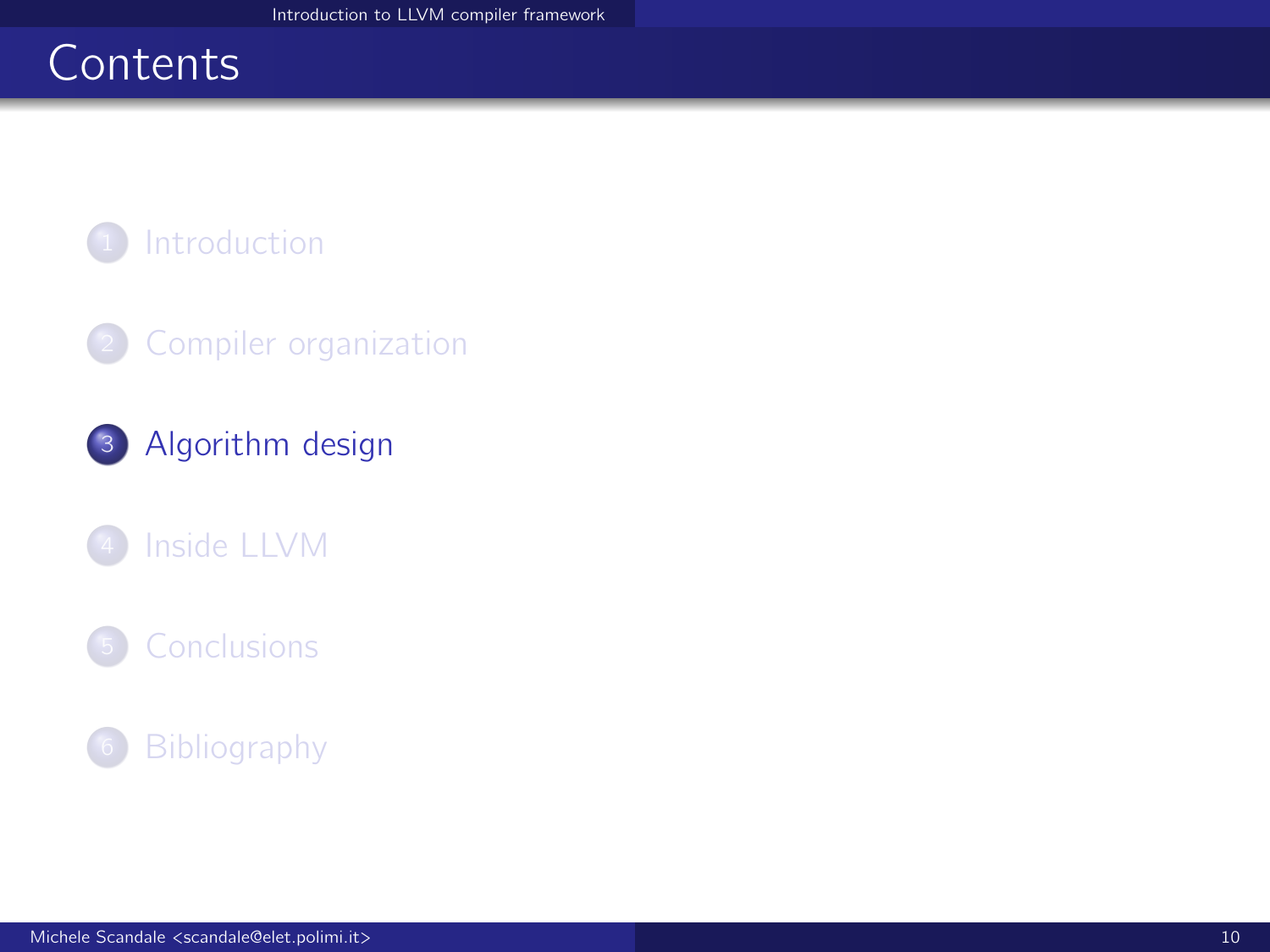# Contents

1. Introduction
2. Compiler organization
3. **Algorithm design**
4. Inside LLVM
5. Conclusions
6. Bibliography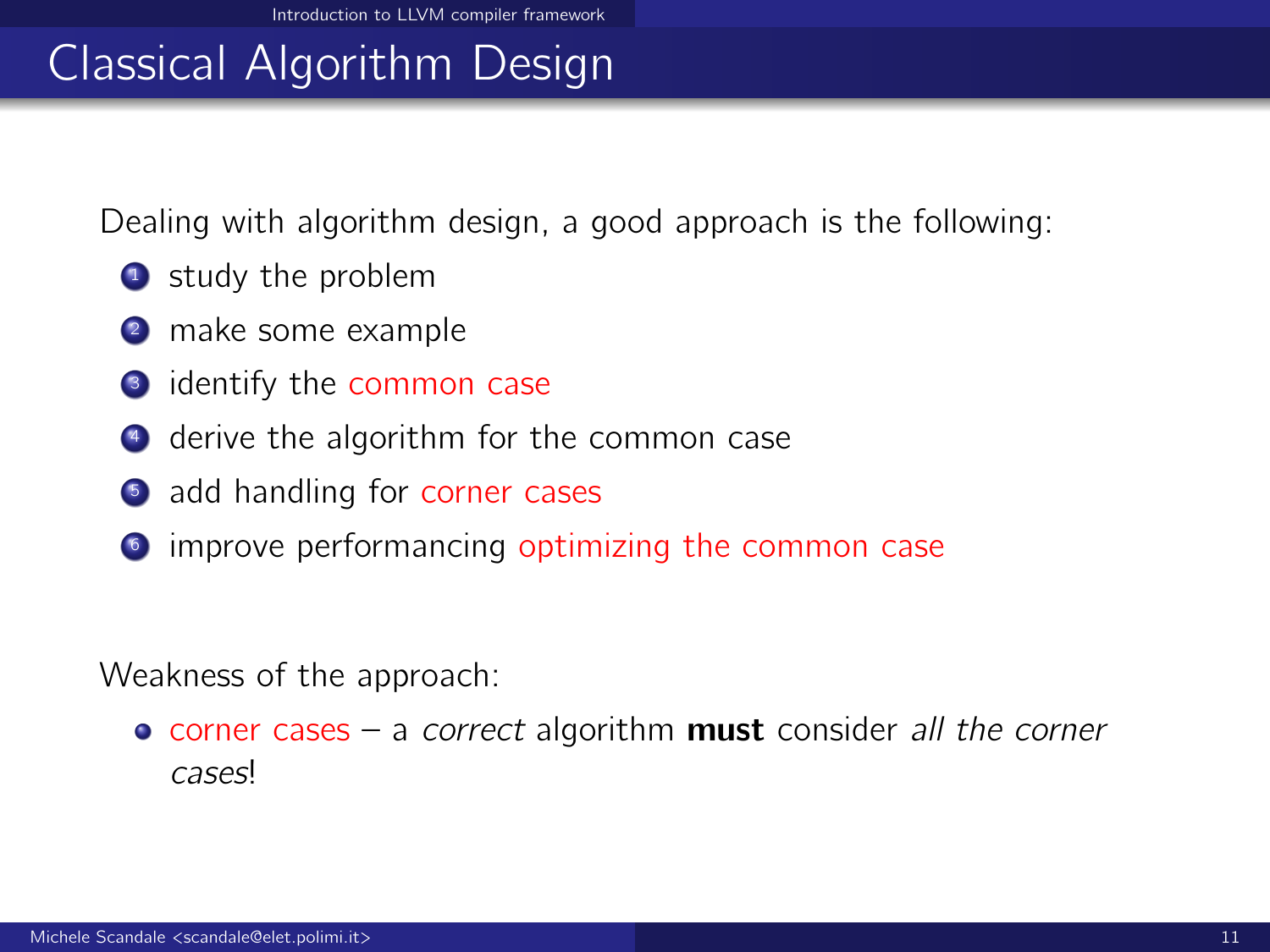# Classical Algorithm Design

Dealing with algorithm design, a good approach is the following:

1. study the problem
2. make some example
3. identify the common case
4. derive the algorithm for the common case
5. add handling for corner cases
6. improve performancing optimizing the common case

Weakness of the approach:

- corner cases – a *correct* algorithm **must** consider *all the corner cases*!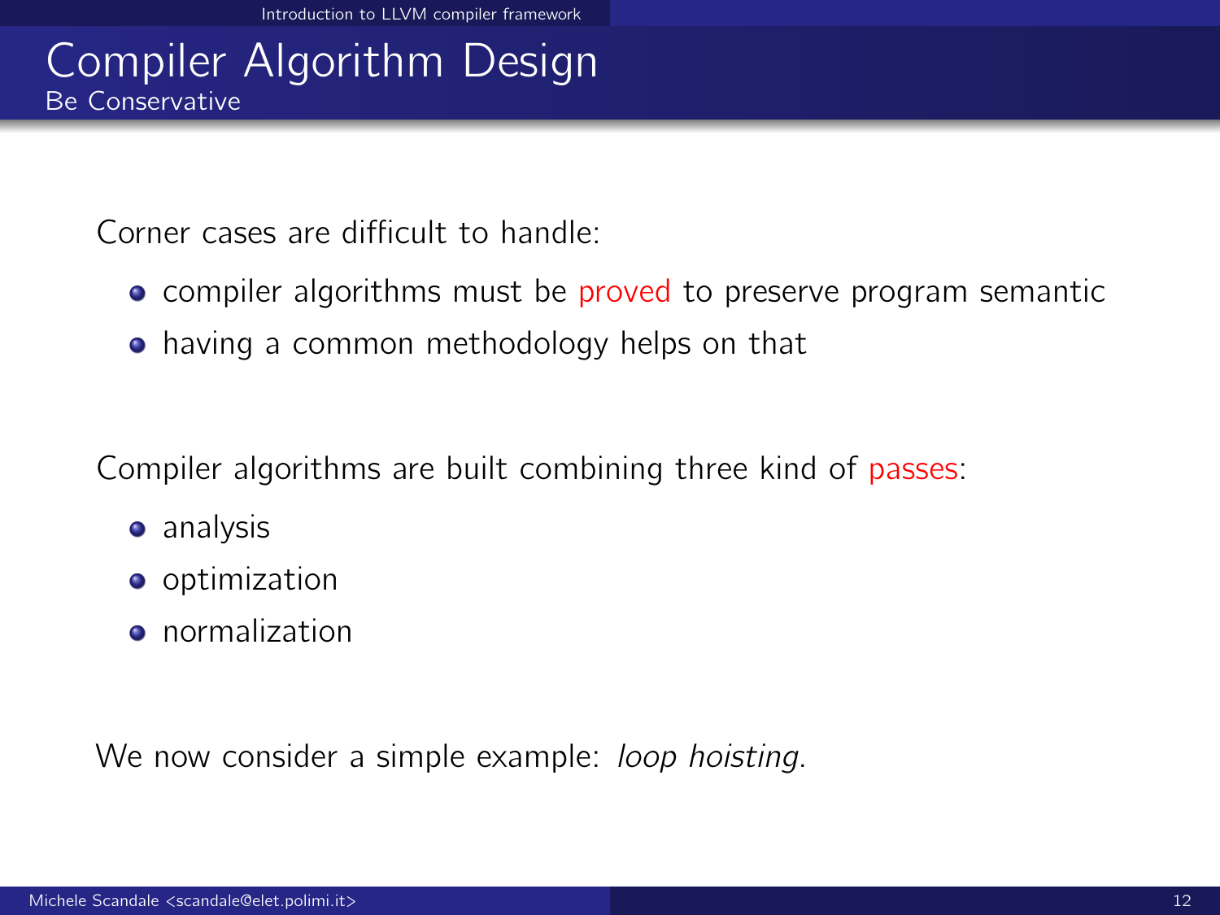# Compiler Algorithm Design

## Be Conservative

Corner cases are difficult to handle:

- compiler algorithms must be proved to preserve program semantic
- having a common methodology helps on that

Compiler algorithms are built combining three kind of passes:

- analysis
- optimization
- normalization

We now consider a simple example: *loop hoisting*.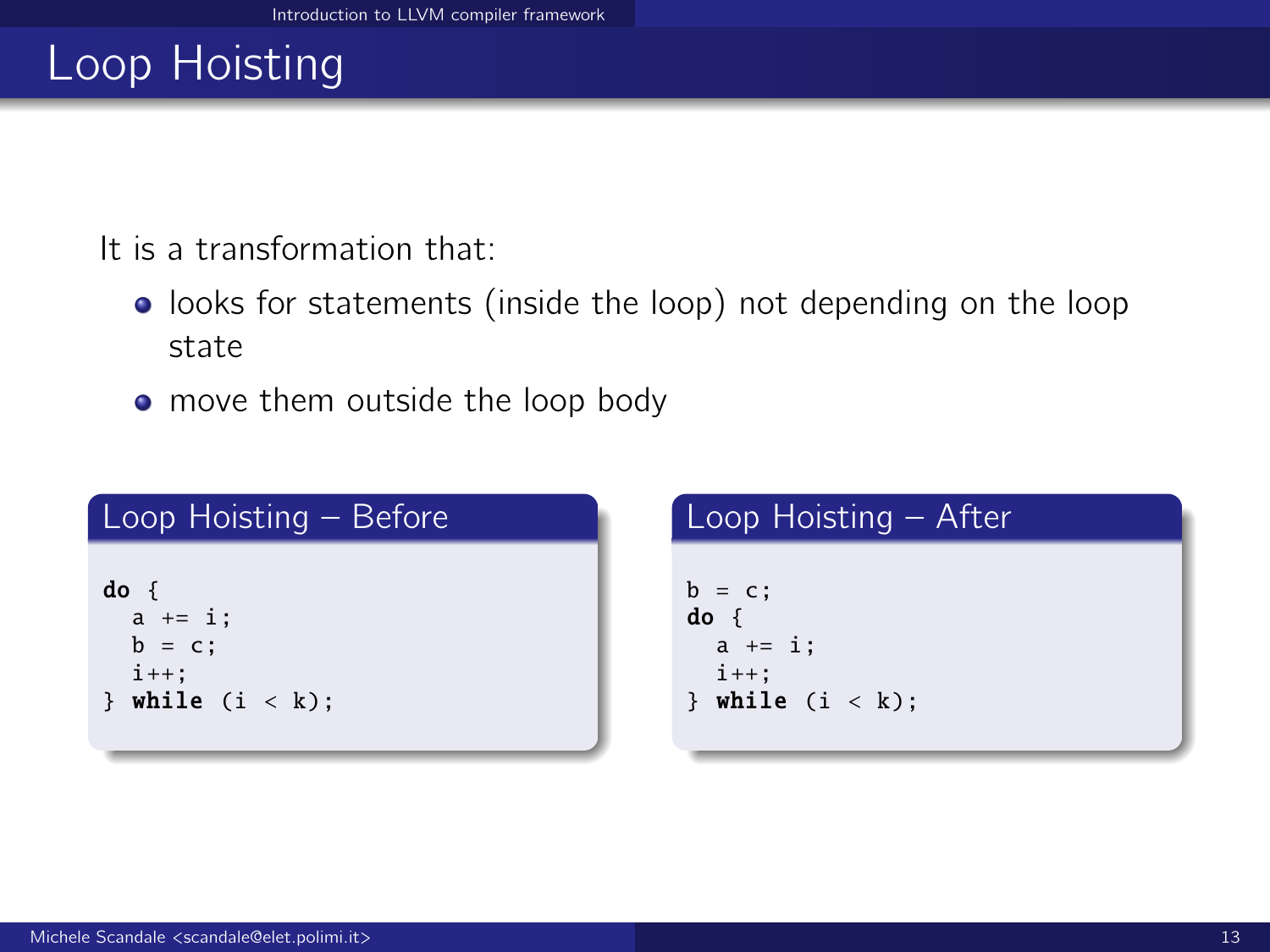# Loop Hoisting

It is a transformation that:

- looks for statements (inside the loop) not depending on the loop state
- move them outside the loop body

### Loop Hoisting – Before

```
do {
  a += i;
  b = c;
  i++;
} while (i < k);
```

### Loop Hoisting – After

```
b = c;
do {
  a += i;
  i++;
} while (i < k);
```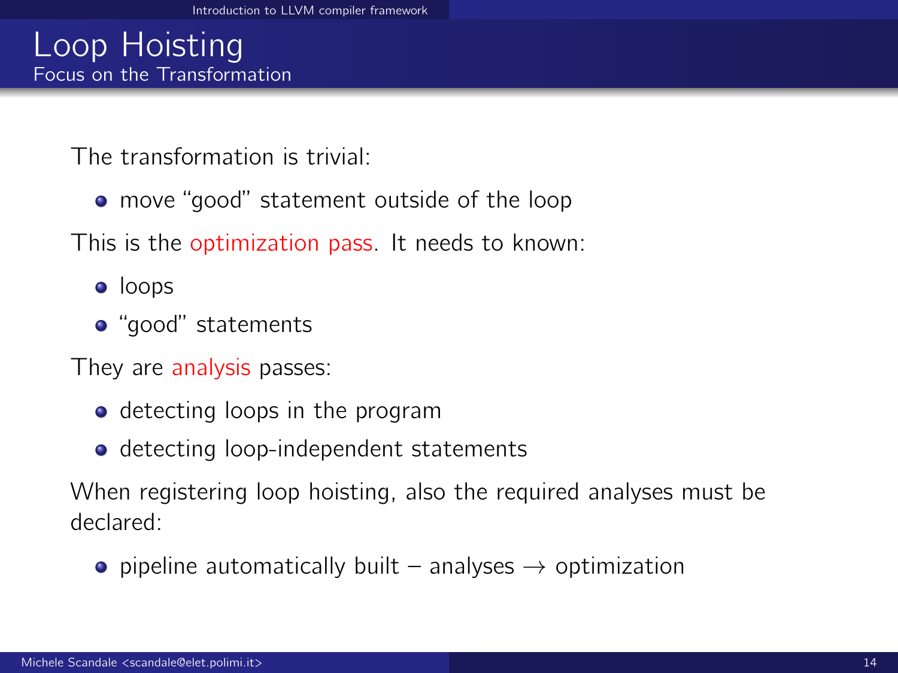# Loop Hoisting

## Focus on the Transformation

The transformation is trivial:

- move "good" statement outside of the loop

This is the optimization pass. It needs to known:

- loops
- "good" statements

They are analysis passes:

- detecting loops in the program
- detecting loop-independent statements

When registering loop hoisting, also the required analyses must be declared:

- pipeline automatically built – analyses $\rightarrow$ optimization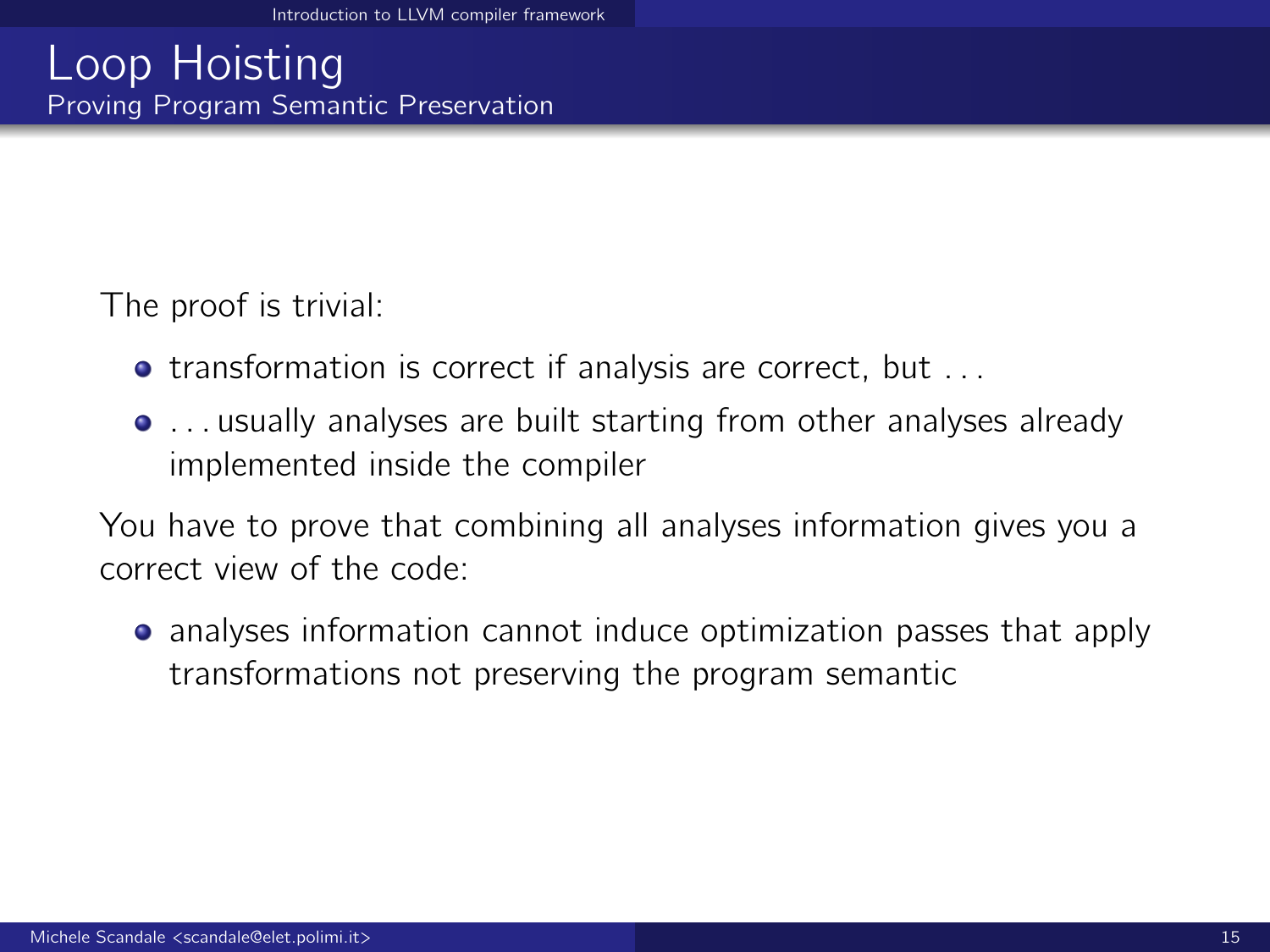# Loop Hoisting

## Proving Program Semantic Preservation

The proof is trivial:

- transformation is correct if analysis are correct, but ...
- ... usually analyses are built starting from other analyses already implemented inside the compiler

You have to prove that combining all analyses information gives you a correct view of the code:

- analyses information cannot induce optimization passes that apply transformations not preserving the program semantic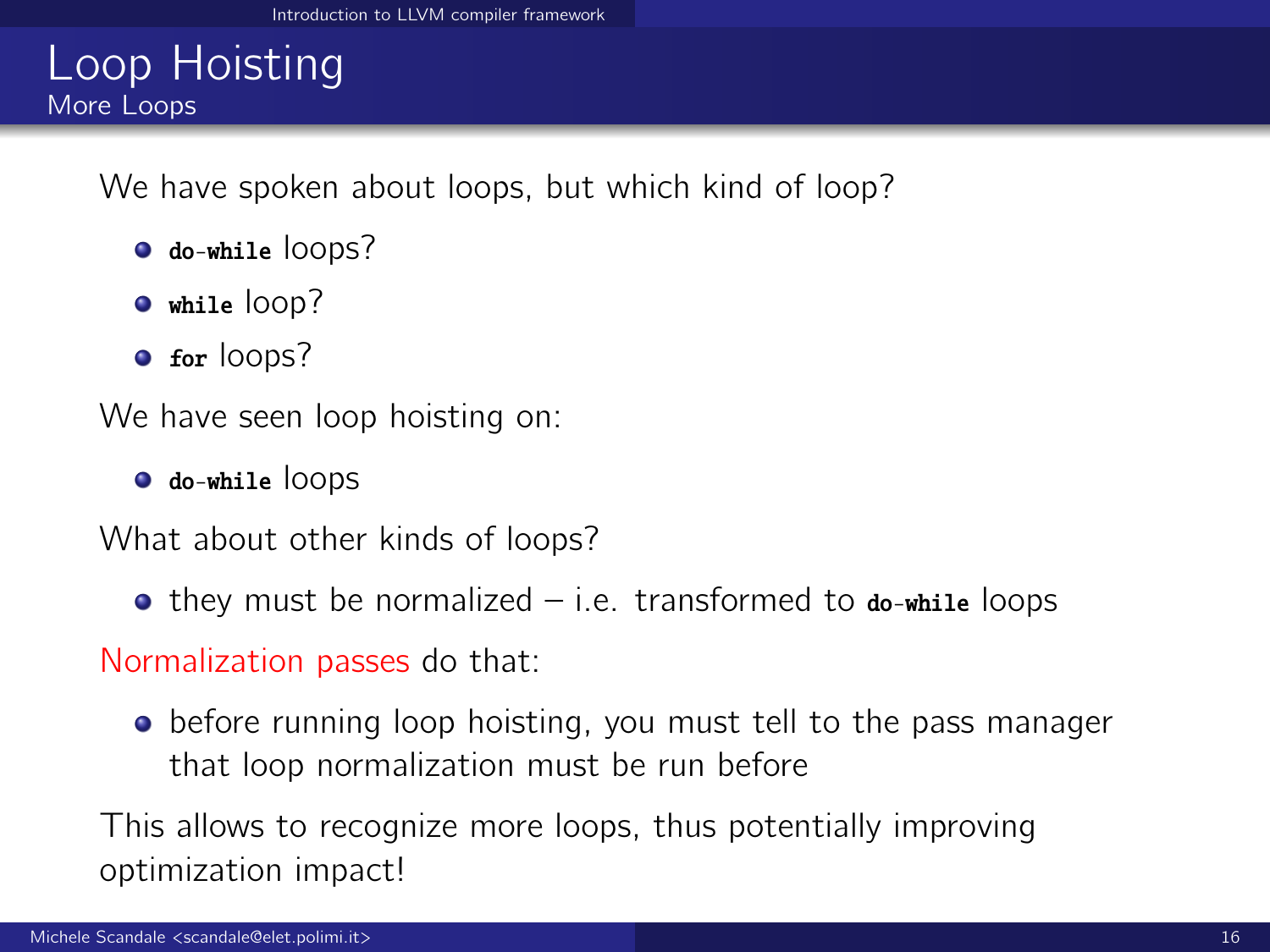# Loop Hoisting

## More Loops

We have spoken about loops, but which kind of loop?

- **do-while** loops?
- **while** loop?
- **for** loops?

We have seen loop hoisting on:

- **do-while** loops

What about other kinds of loops?

- they must be normalized – i.e. transformed to **do-while** loops

Normalization passes do that:

- before running loop hoisting, you must tell to the pass manager that loop normalization must be run before

This allows to recognize more loops, thus potentially improving optimization impact!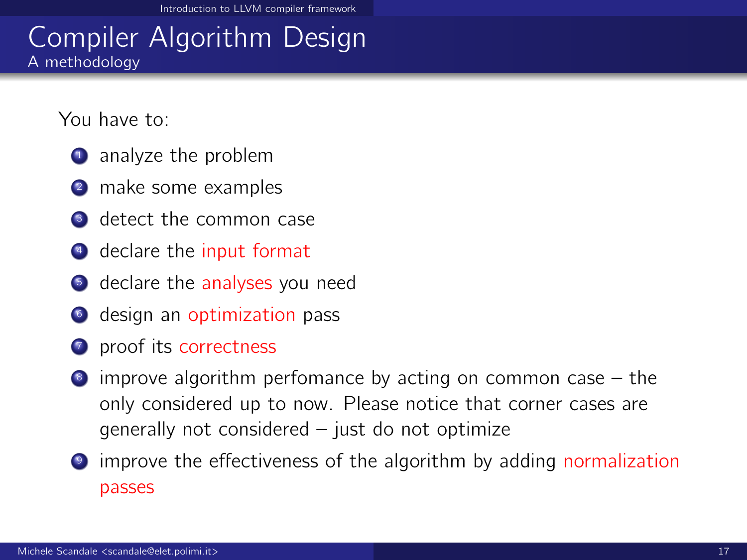# Compiler Algorithm Design

## A methodology

You have to:

1. analyze the problem
2. make some examples
3. detect the common case
4. declare the input format
5. declare the analyses you need
6. design an optimization pass
7. proof its correctness
8. improve algorithm perfomance by acting on common case – the only considered up to now. Please notice that corner cases are generally not considered – just do not optimize
9. improve the effectiveness of the algorithm by adding normalization passes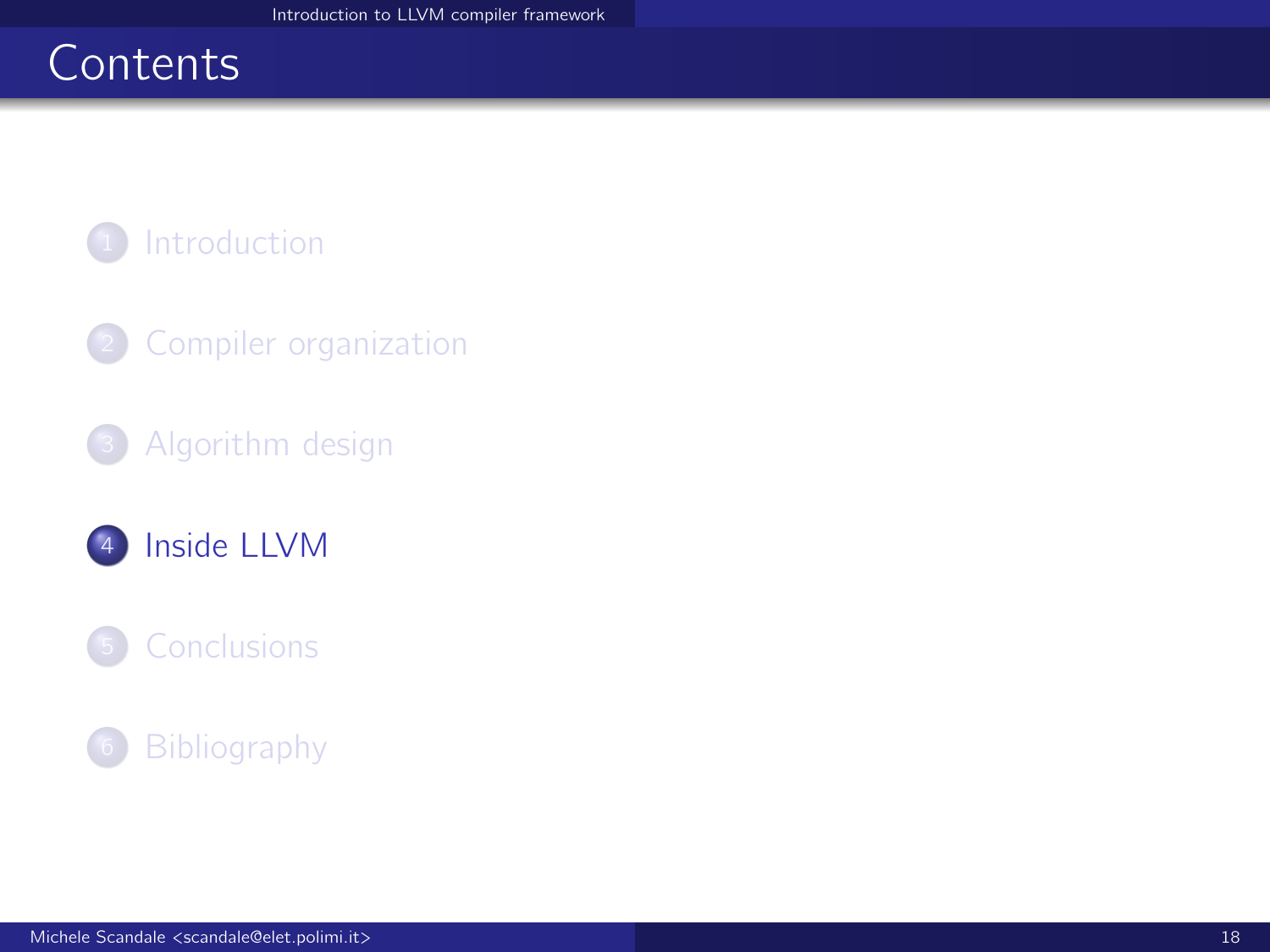# Contents

1. Introduction
2. Compiler organization
3. Algorithm design
4. **Inside LLVM**
5. Conclusions
6. Bibliography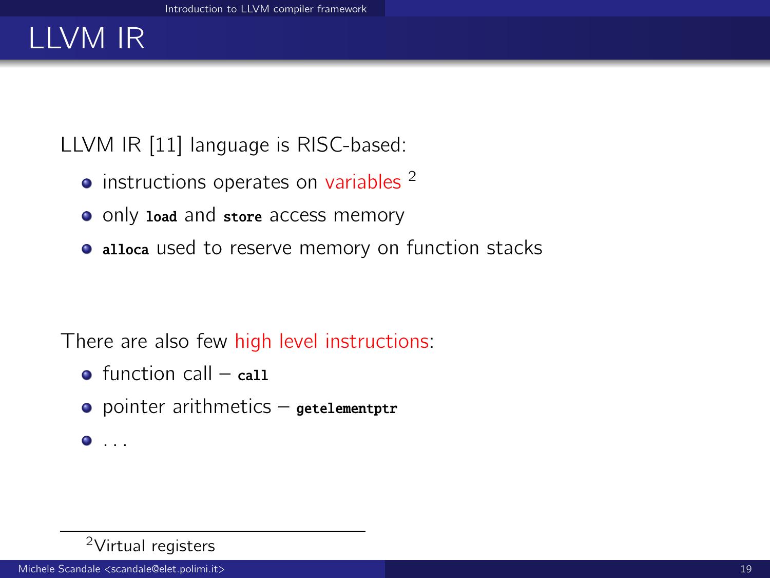# LLVM IR

LLVM IR [11] language is RISC-based:

- instructions operates on variables [2]
- only `load` and `store` access memory
- `alloca` used to reserve memory on function stacks

There are also few high level instructions:

- function call – `call`
- pointer arithmetics – `getelementptr`
- ...

[2] Virtual registers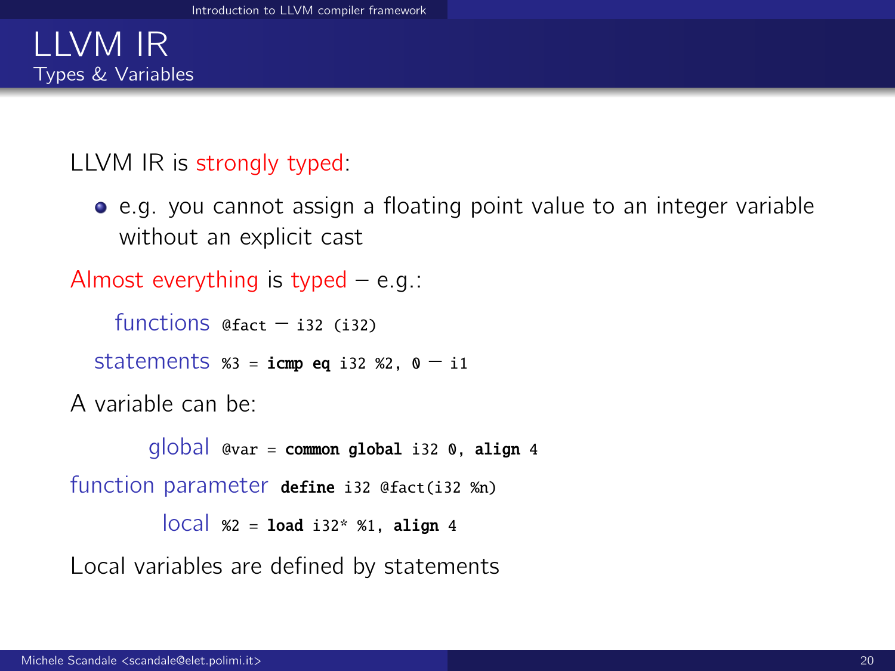# LLVM IR

## Types & Variables

LLVM IR is strongly typed:

- e.g. you cannot assign a floating point value to an integer variable without an explicit cast

Almost everything is typed – e.g.:

functions `@fact` – `i32 (i32)`

statements `%3 = icmp eq i32 %2, 0` – `i1`

A variable can be:

global `@var = common global i32 0, align 4`

function parameter `define i32 @fact(i32 %n)`

local `%2 = load i32* %1, align 4`

Local variables are defined by statements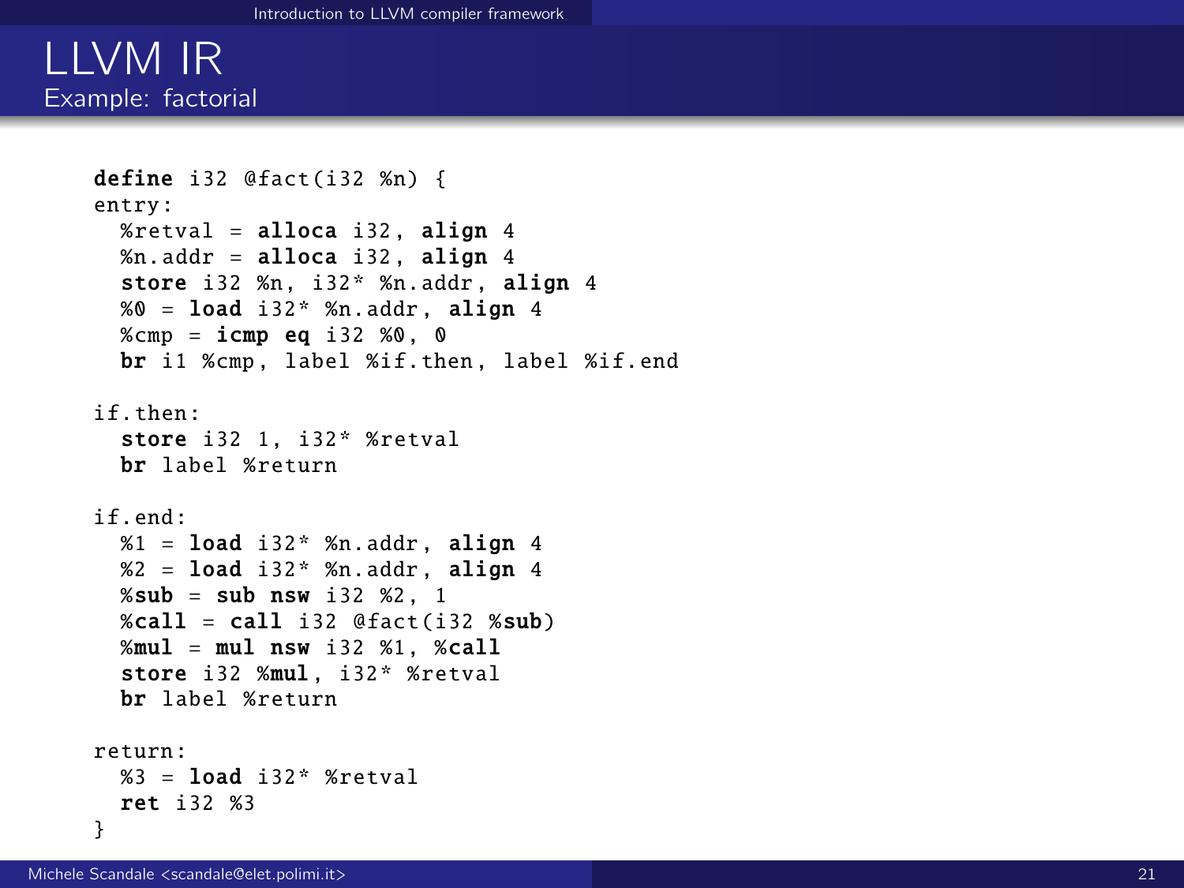# LLVM IR

## Example: factorial

```
define i32 @fact(i32 %n) {
entry:
  %retval = alloca i32, align 4
  %n.addr = alloca i32, align 4
  store i32 %n, i32* %n.addr, align 4
  %0 = load i32* %n.addr, align 4
  %cmp = icmp eq i32 %0, 0
  br i1 %cmp, label %if.then, label %if.end

if.then:
  store i32 1, i32* %retval
  br label %return

if.end:
  %1 = load i32* %n.addr, align 4
  %2 = load i32* %n.addr, align 4
  %sub = sub nsw i32 %2, 1
  %call = call i32 @fact(i32 %sub)
  %mul = mul nsw i32 %1, %call
  store i32 %mul, i32* %retval
  br label %return

return:
  %3 = load i32* %retval
  ret i32 %3
}
```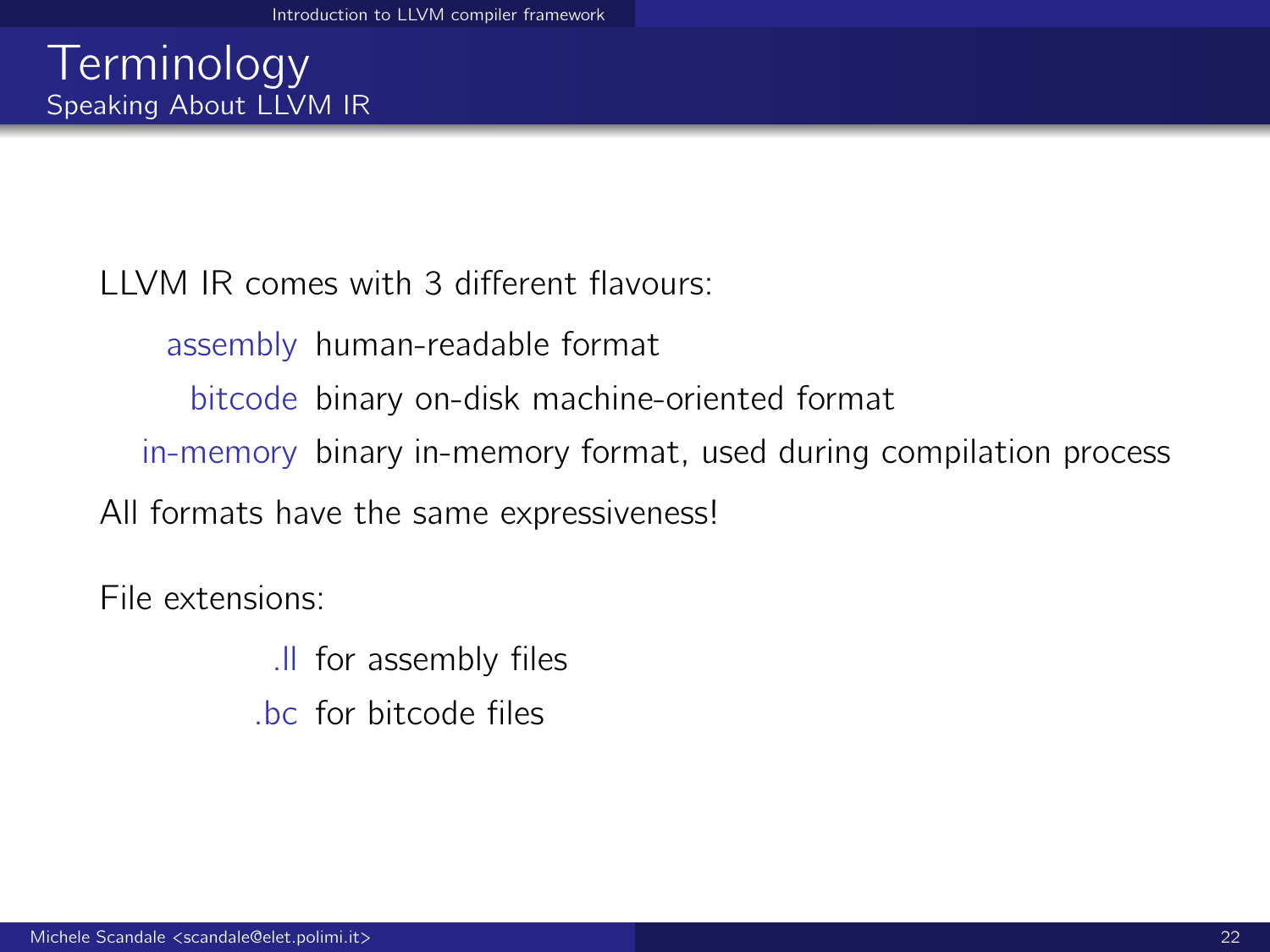# Terminology

## Speaking About LLVM IR

LLVM IR comes with 3 different flavours:

- **assembly** human-readable format
- **bitcode** binary on-disk machine-oriented format
- **in-memory** binary in-memory format, used during compilation process

All formats have the same expressiveness!

File extensions:

- **.ll** for assembly files
- **.bc** for bitcode files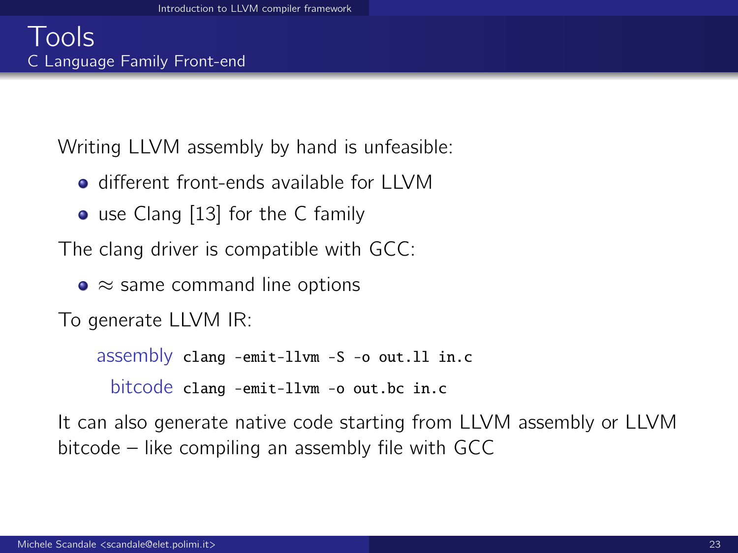# Tools

## C Language Family Front-end

Writing LLVM assembly by hand is unfeasible:

- different front-ends available for LLVM
- use Clang [13] for the C family

The clang driver is compatible with GCC:

- $\approx$ same command line options

To generate LLVM IR:

assembly `clang -emit-llvm -S -o out.ll in.c`

bitcode `clang -emit-llvm -o out.bc in.c`

It can also generate native code starting from LLVM assembly or LLVM bitcode – like compiling an assembly file with GCC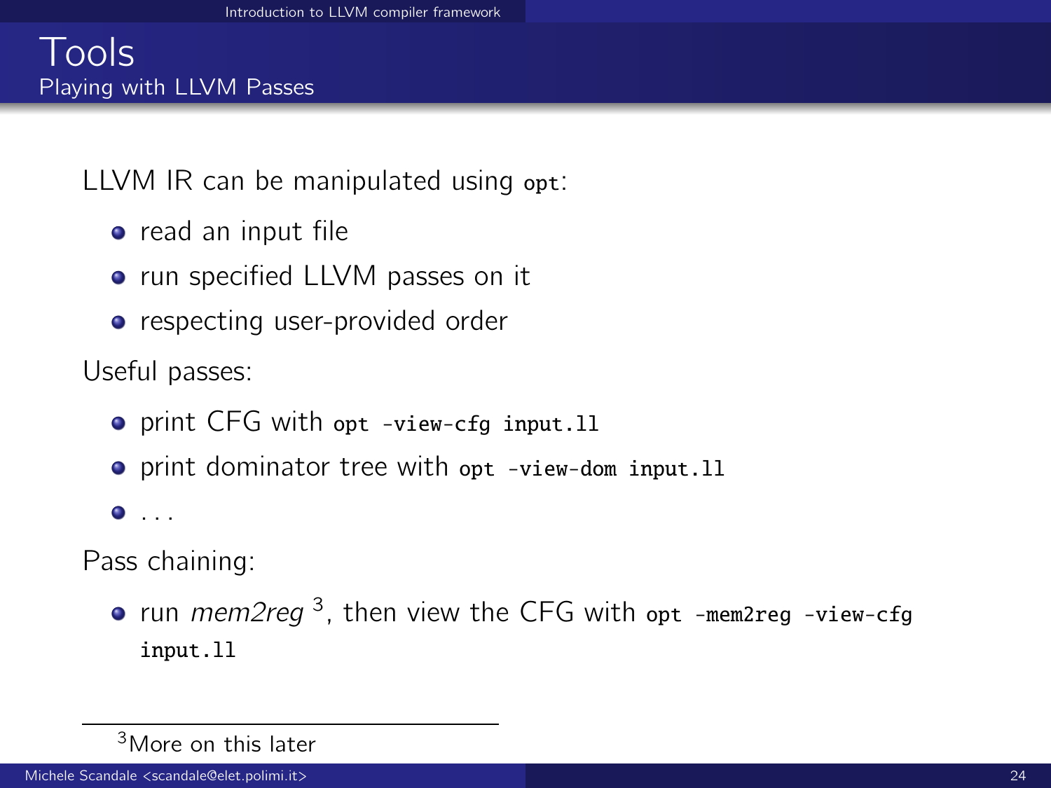# Tools

## Playing with LLVM Passes

LLVM IR can be manipulated using `opt`:

- read an input file
- run specified LLVM passes on it
- respecting user-provided order

Useful passes:

- print CFG with `opt -view-cfg input.ll`
- print dominator tree with `opt -view-dom input.ll`
- ...

Pass chaining:

- run *mem2reg* [3], then view the CFG with `opt -mem2reg -view-cfg input.ll`

[3] More on this later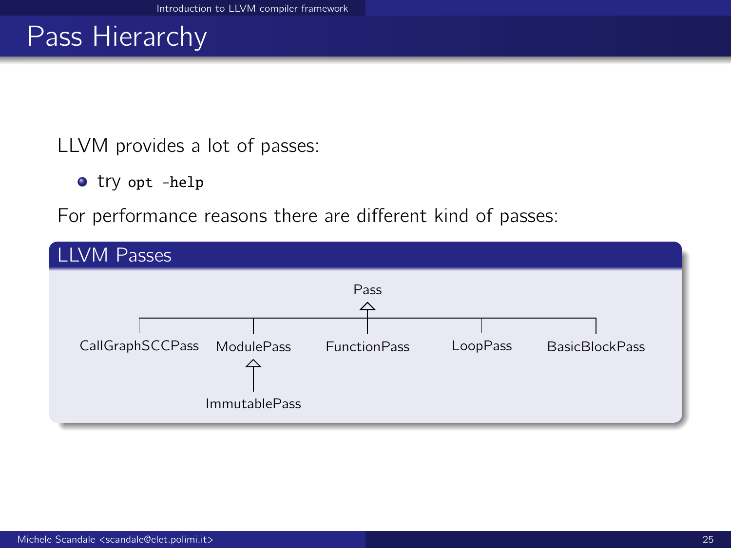# Pass Hierarchy

LLVM provides a lot of passes:

- try `opt -help`

For performance reasons there are different kind of passes:

## LLVM Passes

Pass

CallGraphSCCPass    ModulePass    FunctionPass    LoopPass    BasicBlockPass

ImmutablePass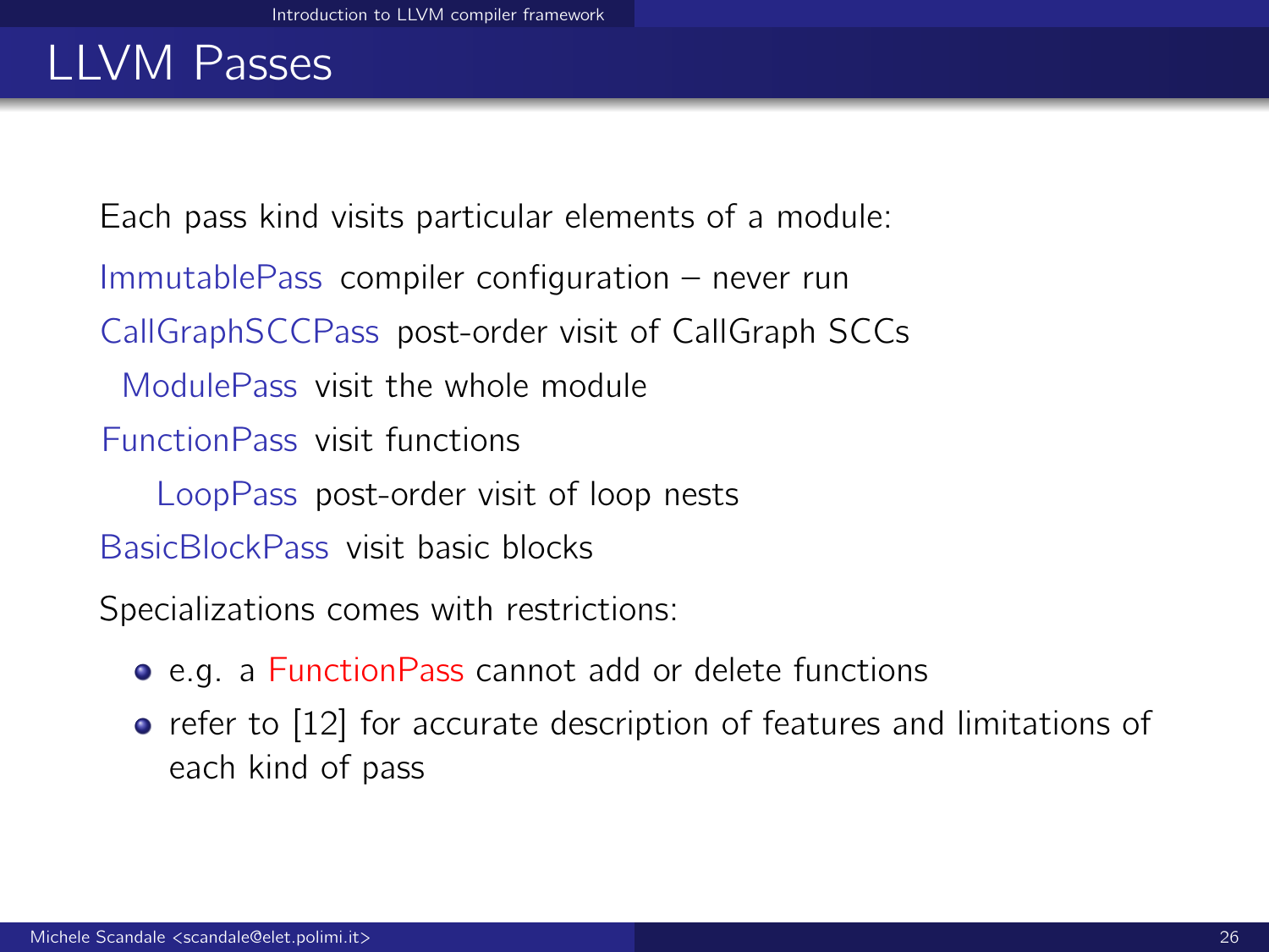# LLVM Passes

Each pass kind visits particular elements of a module:

- **ImmutablePass** compiler configuration – never run
- **CallGraphSCCPass** post-order visit of CallGraph SCCs
- **ModulePass** visit the whole module
- **FunctionPass** visit functions
- **LoopPass** post-order visit of loop nests
- **BasicBlockPass** visit basic blocks

Specializations comes with restrictions:

- e.g. a FunctionPass cannot add or delete functions
- refer to [12] for accurate description of features and limitations of each kind of pass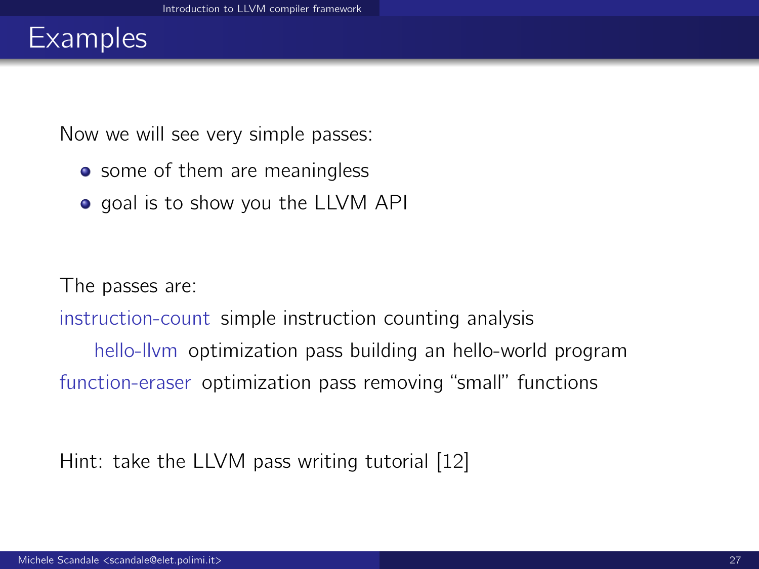# Examples

Now we will see very simple passes:

- some of them are meaningless
- goal is to show you the LLVM API

The passes are:

instruction-count simple instruction counting analysis

hello-llvm optimization pass building an hello-world program

function-eraser optimization pass removing "small" functions

Hint: take the LLVM pass writing tutorial [12]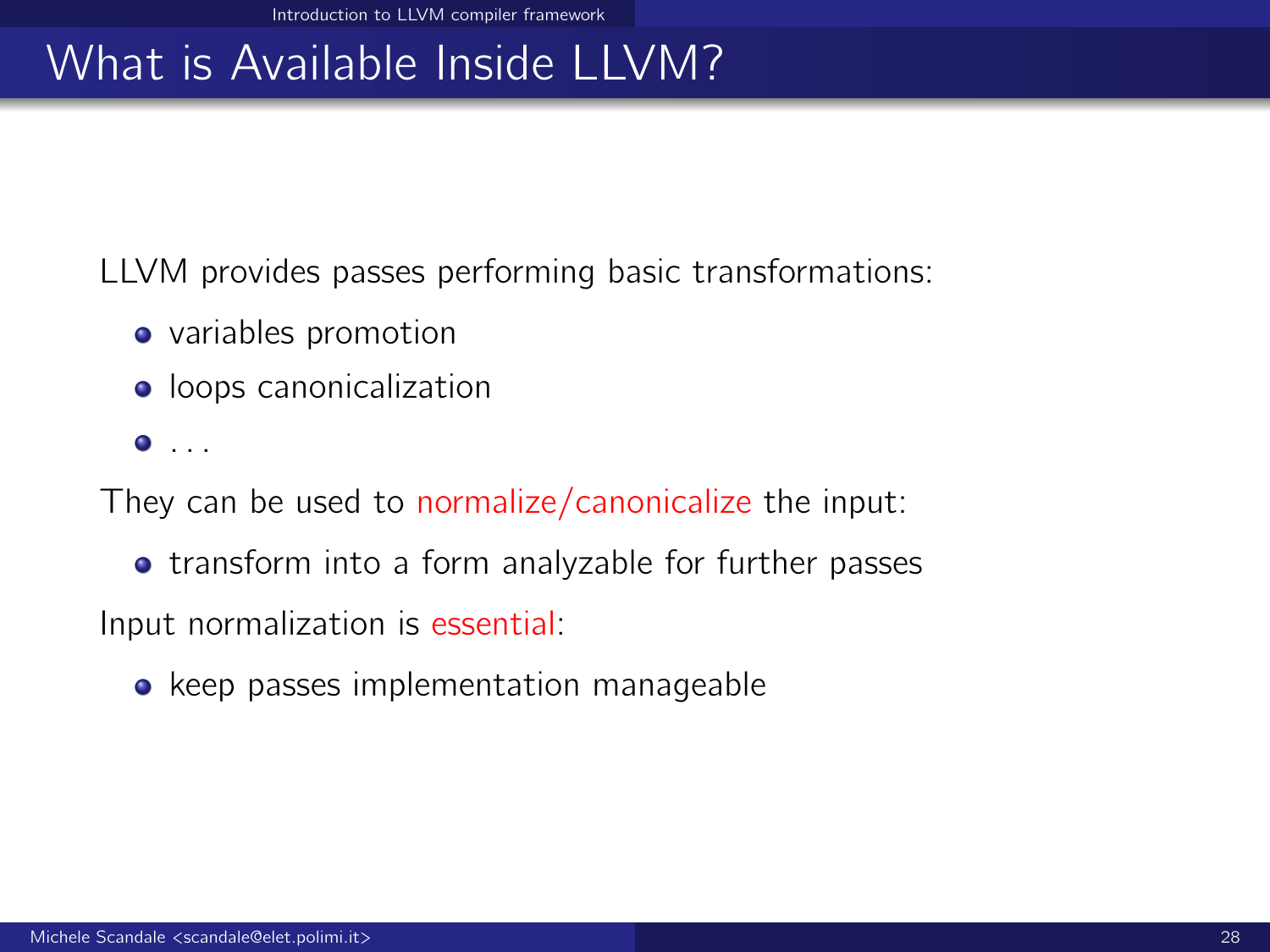# What is Available Inside LLVM?

LLVM provides passes performing basic transformations:

- variables promotion
- loops canonicalization
- ...

They can be used to normalize/canonicalize the input:

- transform into a form analyzable for further passes

Input normalization is essential:

- keep passes implementation manageable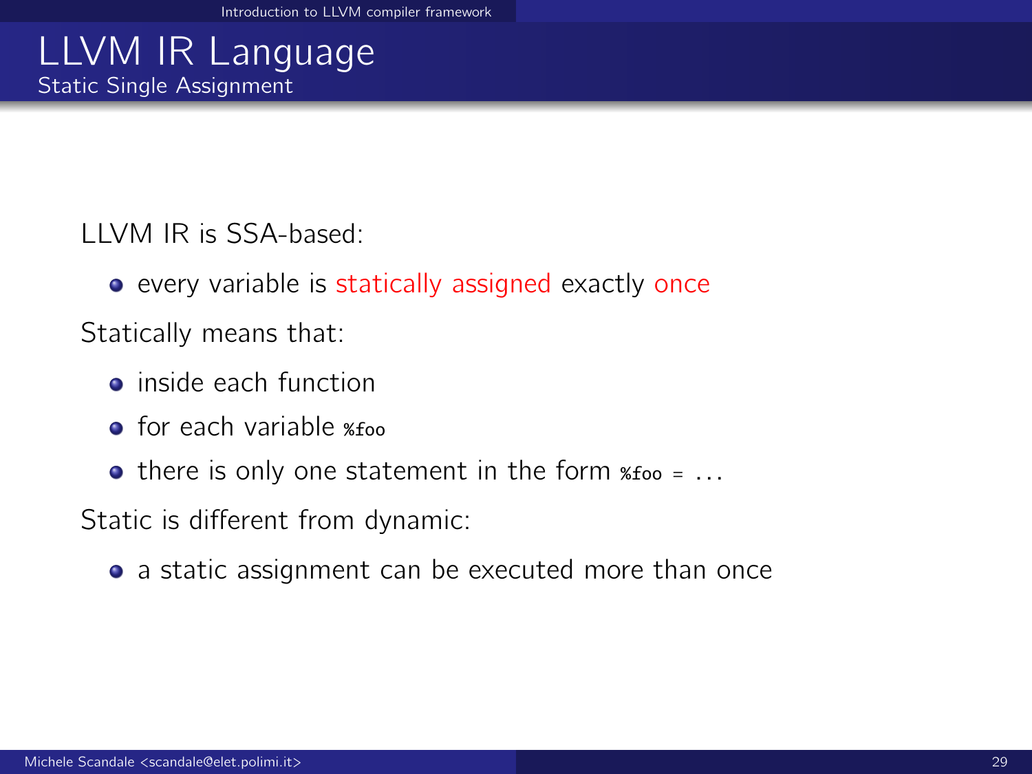# LLVM IR Language

## Static Single Assignment

LLVM IR is SSA-based:

- every variable is statically assigned exactly once

Statically means that:

- inside each function
- for each variable `%foo`
- there is only one statement in the form `%foo = ...`

Static is different from dynamic:

- a static assignment can be executed more than once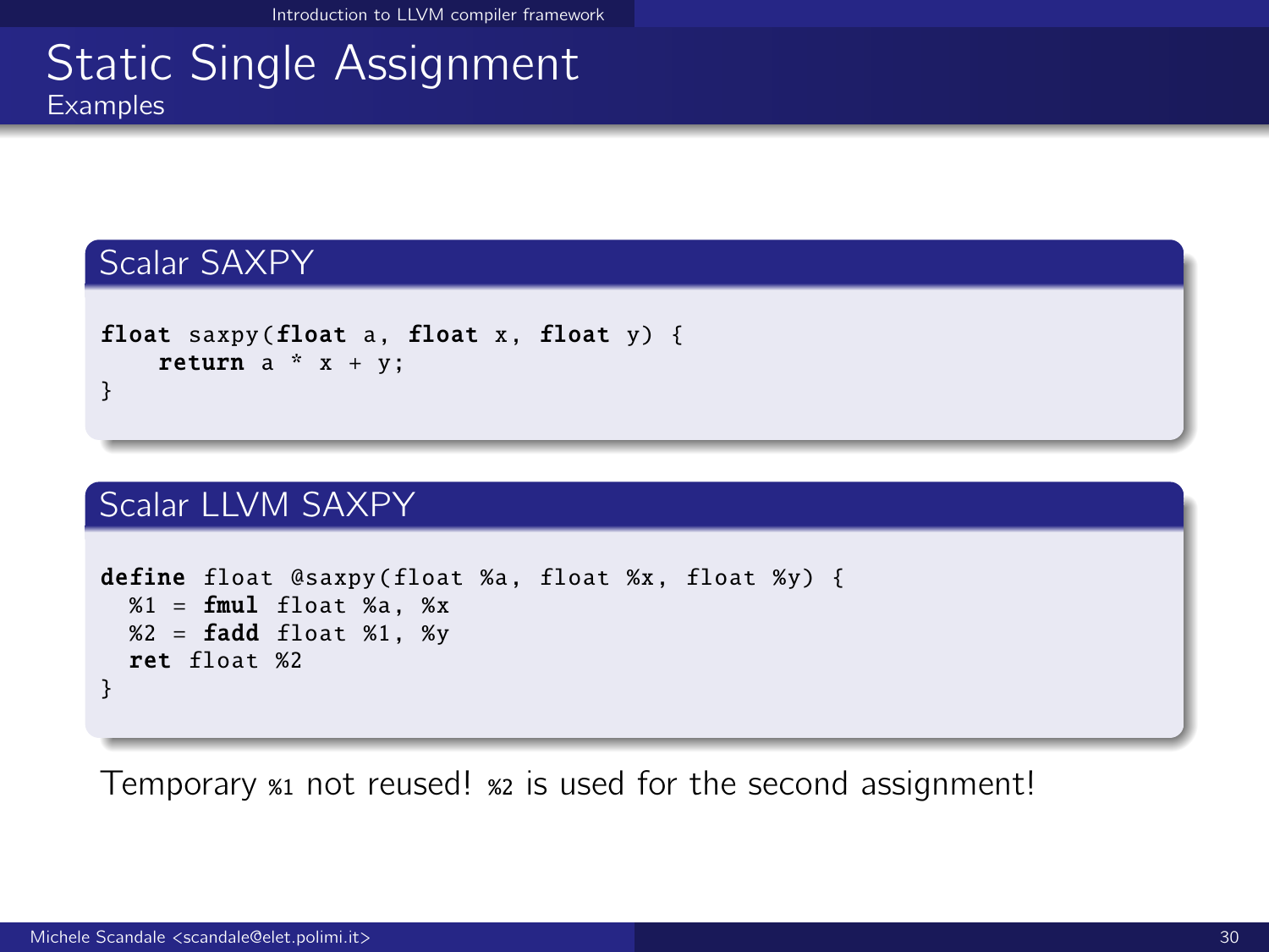# Static Single Assignment

## Examples

### Scalar SAXPY

```
float saxpy(float a, float x, float y) {
    return a * x + y;
}
```

### Scalar LLVM SAXPY

```
define float @saxpy(float %a, float %x, float %y) {
  %1 = fmul float %a, %x
  %2 = fadd float %1, %y
  ret float %2
}
```

Temporary `%1` not reused! `%2` is used for the second assignment!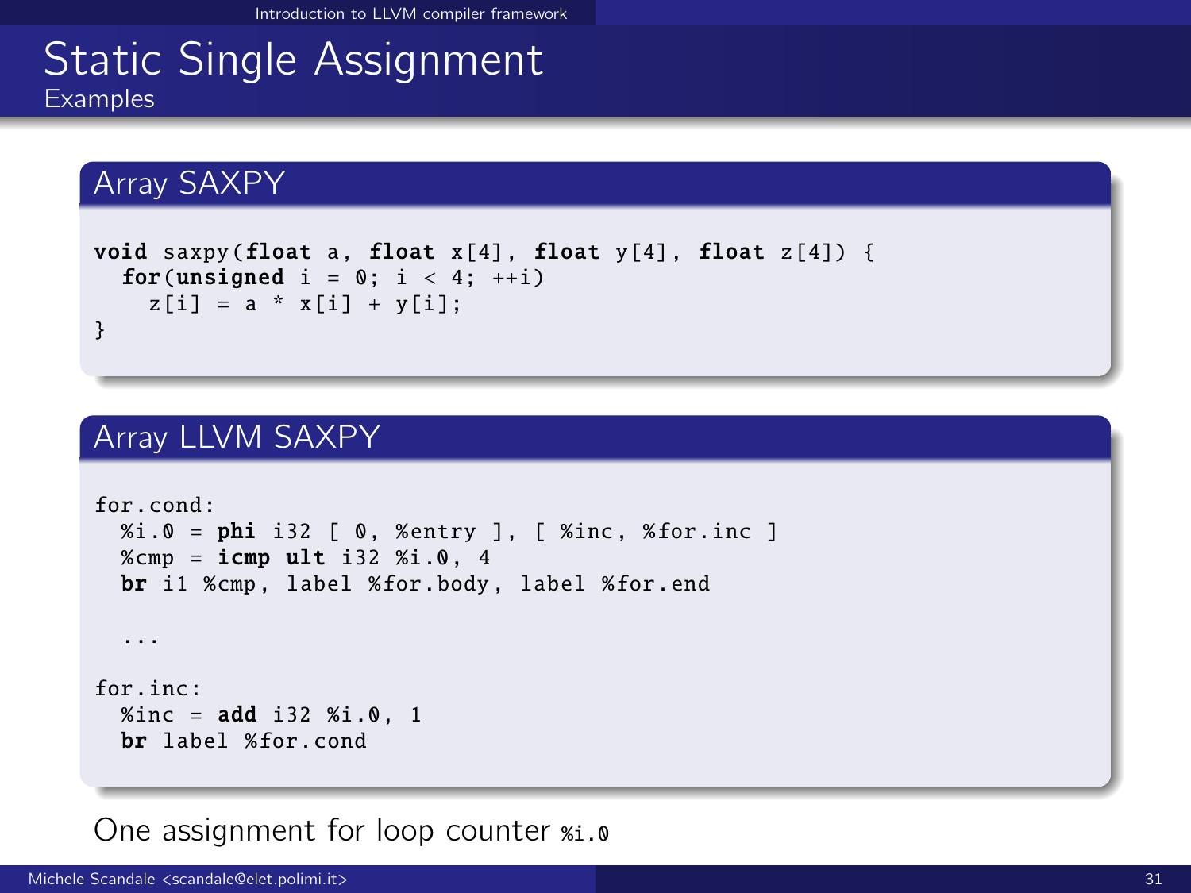# Static Single Assignment

## Examples

### Array SAXPY

```
void saxpy(float a, float x[4], float y[4], float z[4]) {
  for(unsigned i = 0; i < 4; ++i)
    z[i] = a * x[i] + y[i];
}
```

### Array LLVM SAXPY

```
for.cond:
  %i.0 = phi i32 [ 0, %entry ], [ %inc, %for.inc ]
  %cmp = icmp ult i32 %i.0, 4
  br i1 %cmp, label %for.body, label %for.end

  ...

for.inc:
  %inc = add i32 %i.0, 1
  br label %for.cond
```

One assignment for loop counter `%i.0`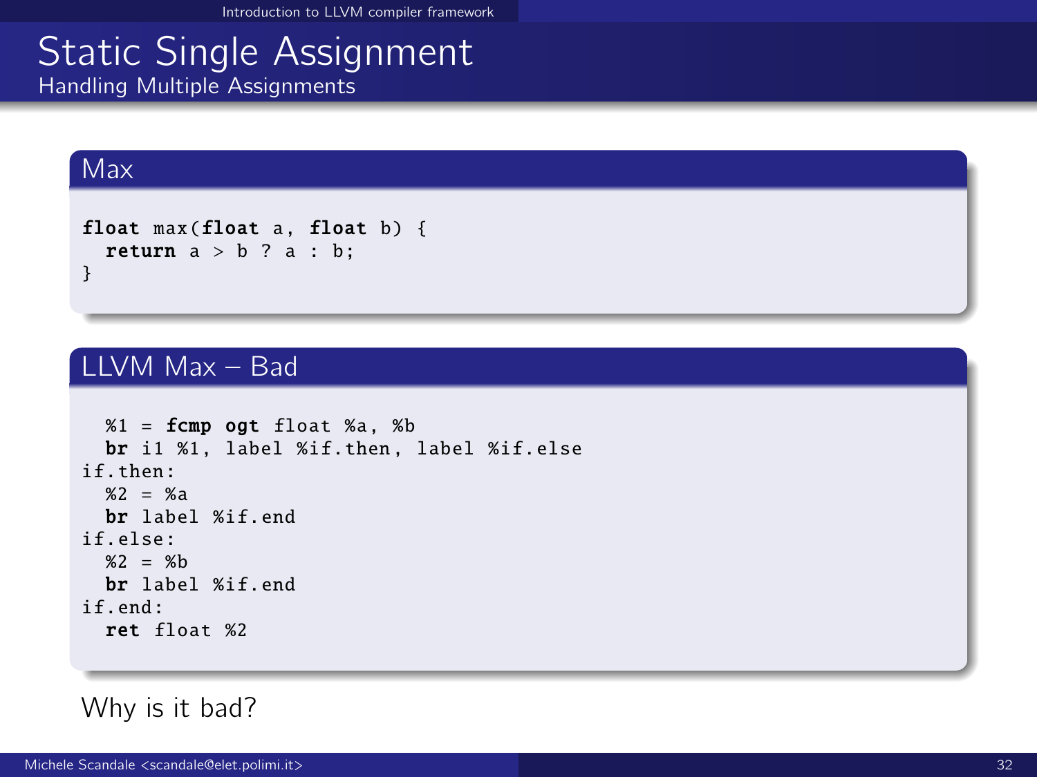# Static Single Assignment

## Handling Multiple Assignments

### Max

```
float max(float a, float b) {
  return a > b ? a : b;
}
```

### LLVM Max – Bad

```
  %1 = fcmp ogt float %a, %b
  br i1 %1, label %if.then, label %if.else
if.then:
  %2 = %a
  br label %if.end
if.else:
  %2 = %b
  br label %if.end
if.end:
  ret float %2
```

Why is it bad?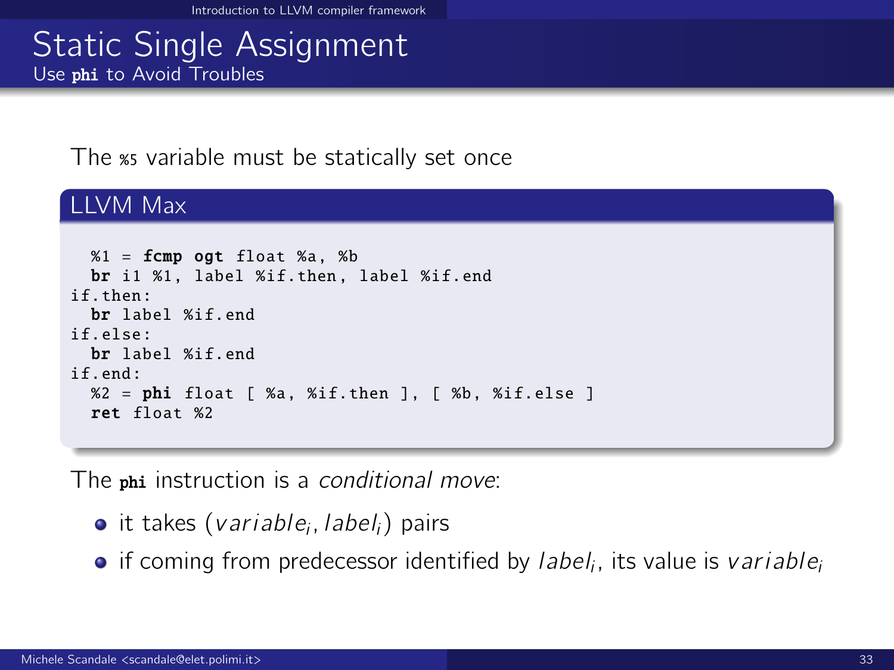# Static Single Assignment

## Use `phi` to Avoid Troubles

The `%5` variable must be statically set once

### LLVM Max

```
  %1 = fcmp ogt float %a, %b
  br i1 %1, label %if.then, label %if.end
if.then:
  br label %if.end
if.else:
  br label %if.end
if.end:
  %2 = phi float [ %a, %if.then ], [ %b, %if.else ]
  ret float %2
```

The `phi` instruction is a *conditional move*:

- it takes ($variable_i$, $label_i$) pairs
- if coming from predecessor identified by $label_i$, its value is $variable_i$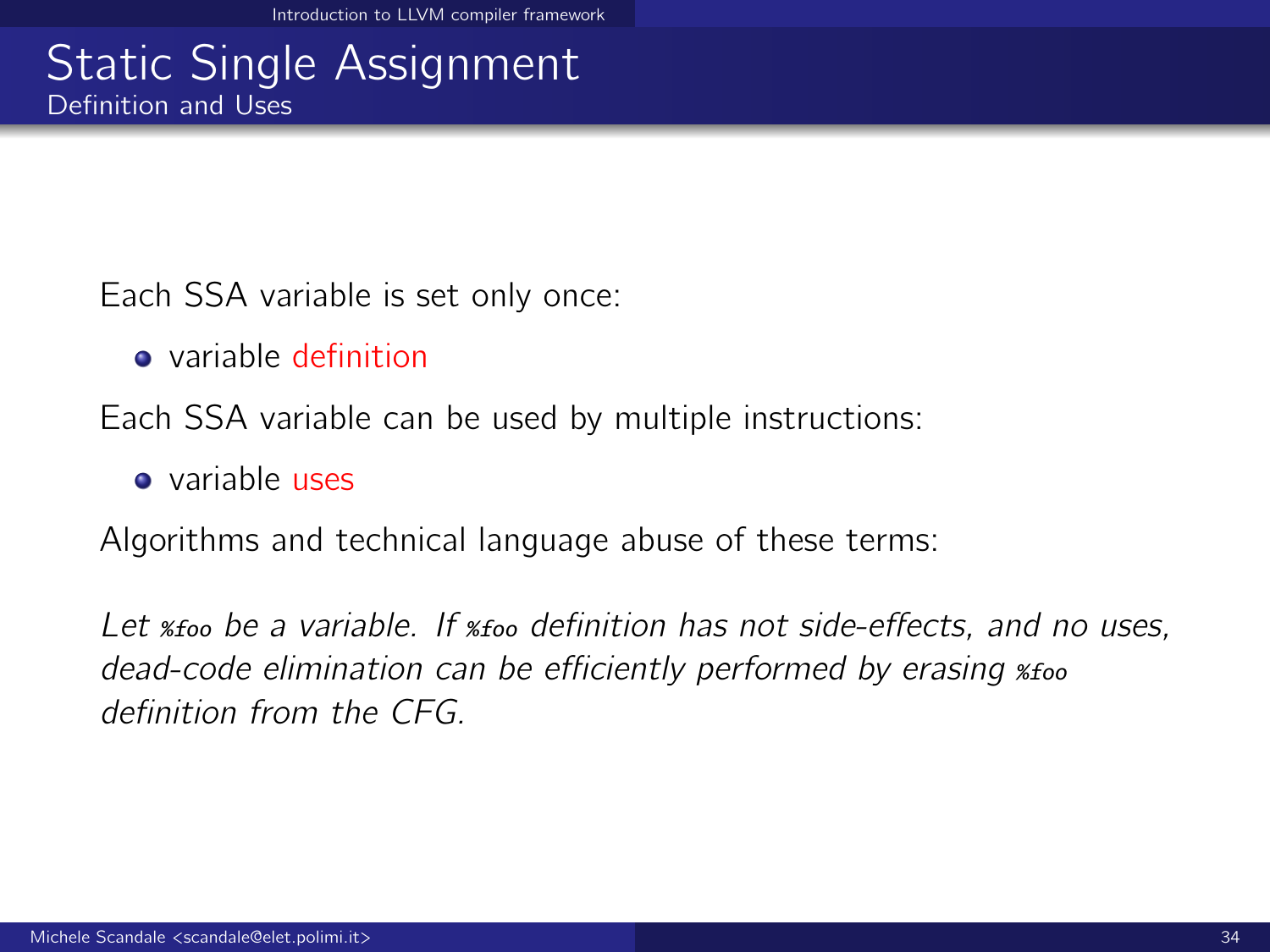# Static Single Assignment

## Definition and Uses

Each SSA variable is set only once:

- variable definition

Each SSA variable can be used by multiple instructions:

- variable uses

Algorithms and technical language abuse of these terms:

*Let `%foo` be a variable. If `%foo` definition has not side-effects, and no uses, dead-code elimination can be efficiently performed by erasing `%foo` definition from the CFG.*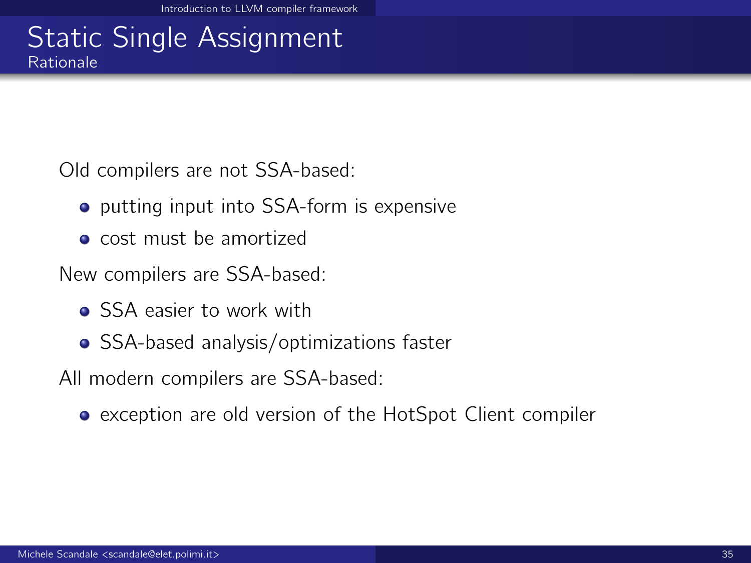## Static Single Assignment

### Rationale

Old compilers are not SSA-based:

- putting input into SSA-form is expensive
- cost must be amortized

New compilers are SSA-based:

- SSA easier to work with
- SSA-based analysis/optimizations faster

All modern compilers are SSA-based:

- exception are old version of the HotSpot Client compiler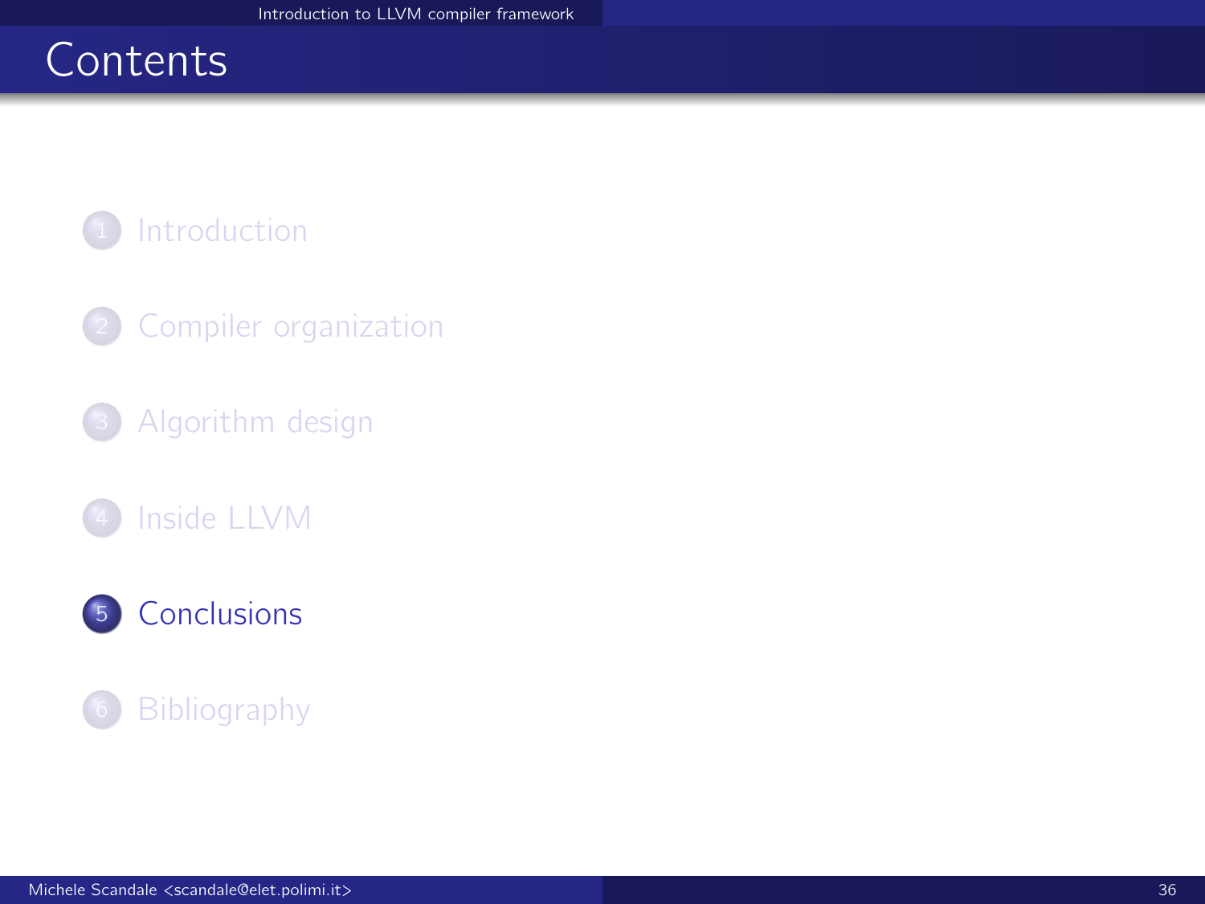# Contents

1. Introduction
2. Compiler organization
3. Algorithm design
4. Inside LLVM
5. Conclusions
6. Bibliography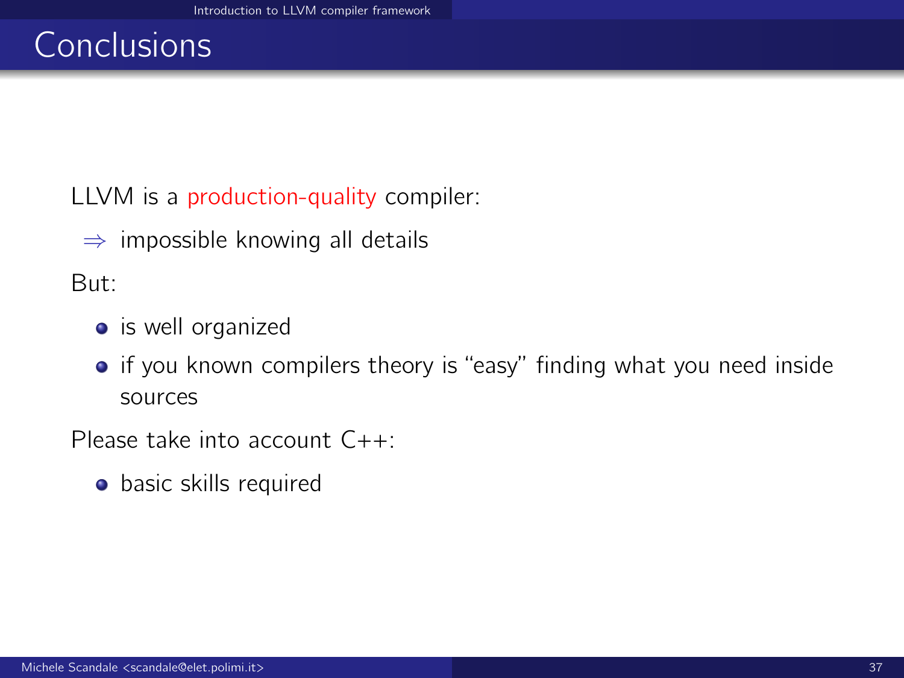# Conclusions

LLVM is a production-quality compiler:

$\Rightarrow$ impossible knowing all details

But:

- is well organized
- if you known compilers theory is "easy" finding what you need inside sources

Please take into account C++:

- basic skills required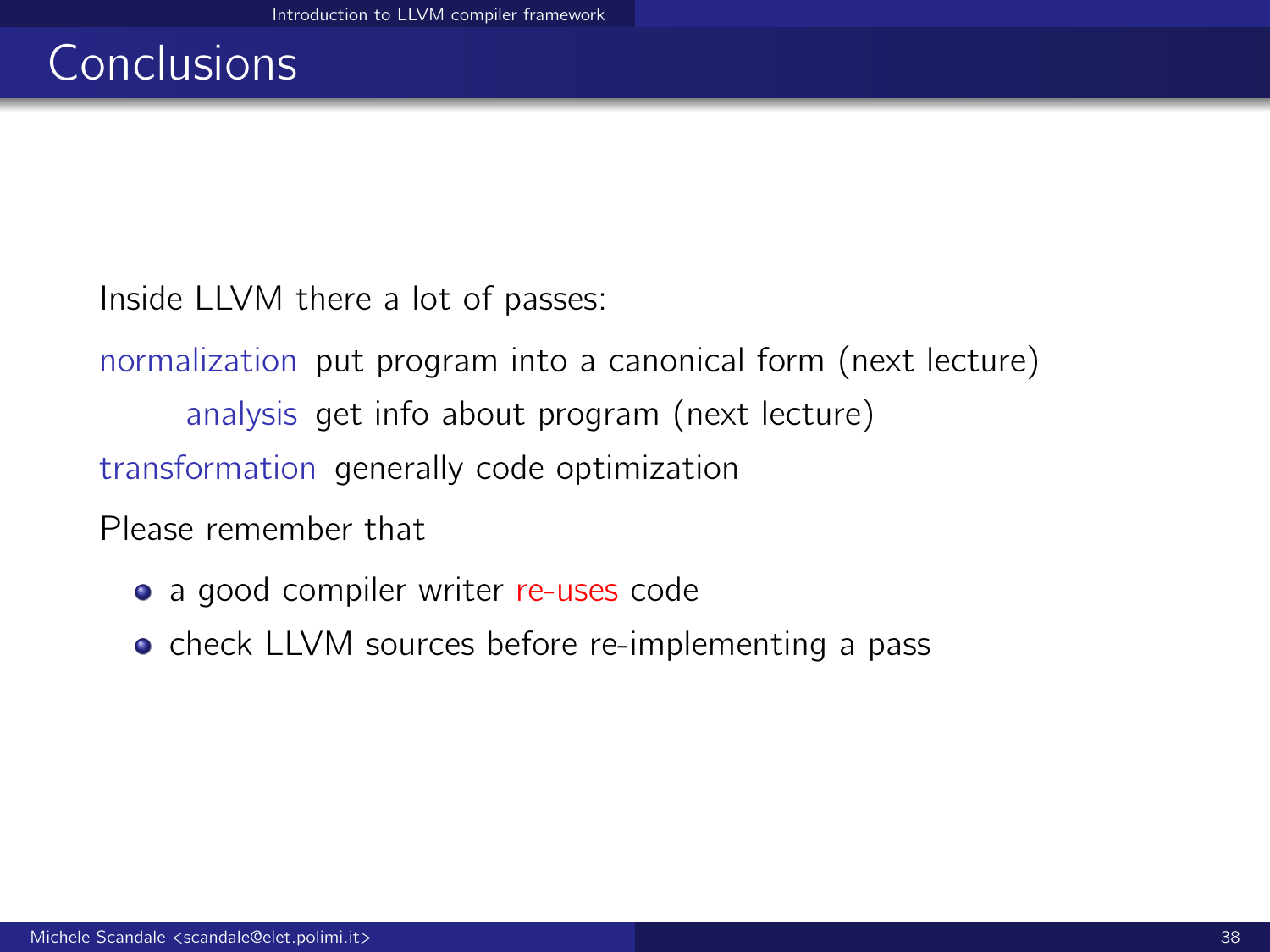# Conclusions

Inside LLVM there a lot of passes:

**normalization** put program into a canonical form (next lecture)

**analysis** get info about program (next lecture)

**transformation** generally code optimization

Please remember that

- a good compiler writer re-uses code
- check LLVM sources before re-implementing a pass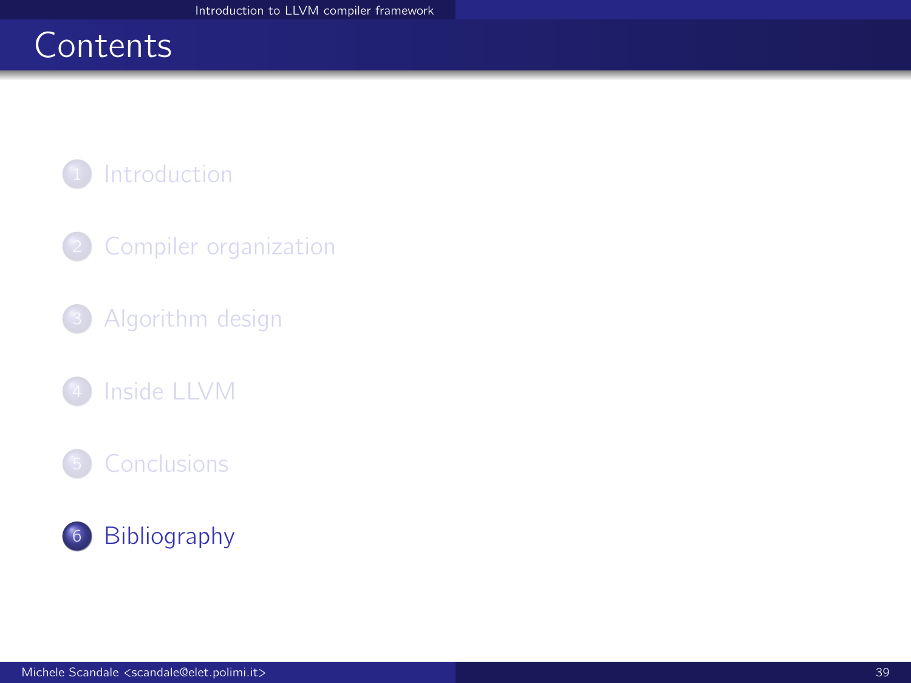# Contents

1. Introduction
2. Compiler organization
3. Algorithm design
4. Inside LLVM
5. Conclusions
6. **Bibliography**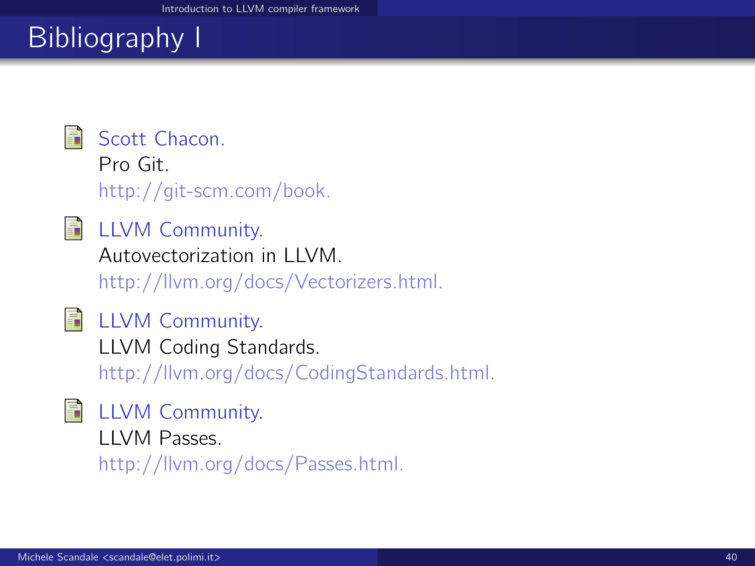# Bibliography I

- Scott Chacon.
  Pro Git.
  http://git-scm.com/book.

- LLVM Community.
  Autovectorization in LLVM.
  http://llvm.org/docs/Vectorizers.html.

- LLVM Community.
  LLVM Coding Standards.
  http://llvm.org/docs/CodingStandards.html.

- LLVM Community.
  LLVM Passes.
  http://llvm.org/docs/Passes.html.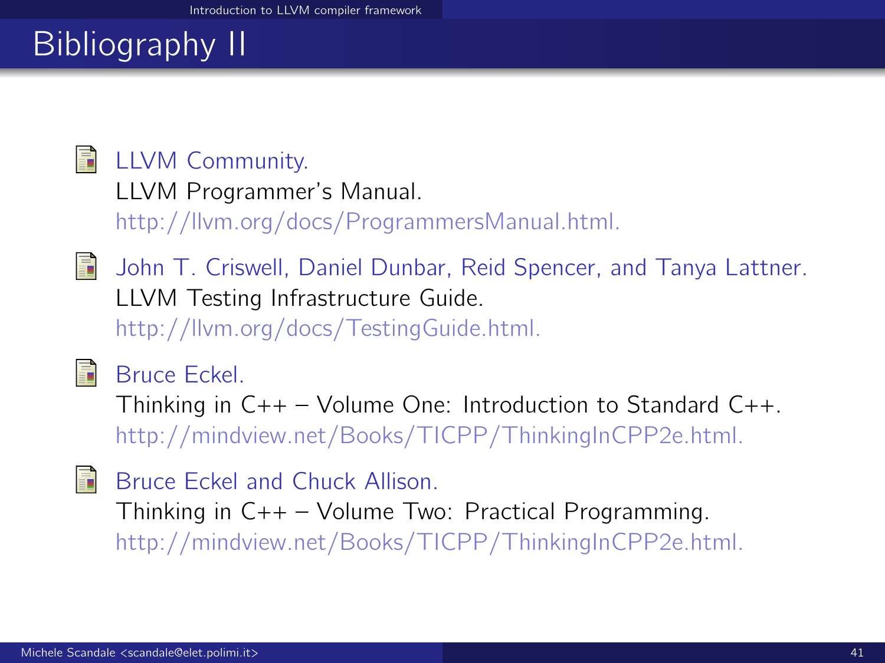# Bibliography II

- LLVM Community.
  LLVM Programmer's Manual.
  http://llvm.org/docs/ProgrammersManual.html.

- John T. Criswell, Daniel Dunbar, Reid Spencer, and Tanya Lattner.
  LLVM Testing Infrastructure Guide.
  http://llvm.org/docs/TestingGuide.html.

- Bruce Eckel.
  Thinking in C++ – Volume One: Introduction to Standard C++.
  http://mindview.net/Books/TICPP/ThinkingInCPP2e.html.

- Bruce Eckel and Chuck Allison.
  Thinking in C++ – Volume Two: Practical Programming.
  http://mindview.net/Books/TICPP/ThinkingInCPP2e.html.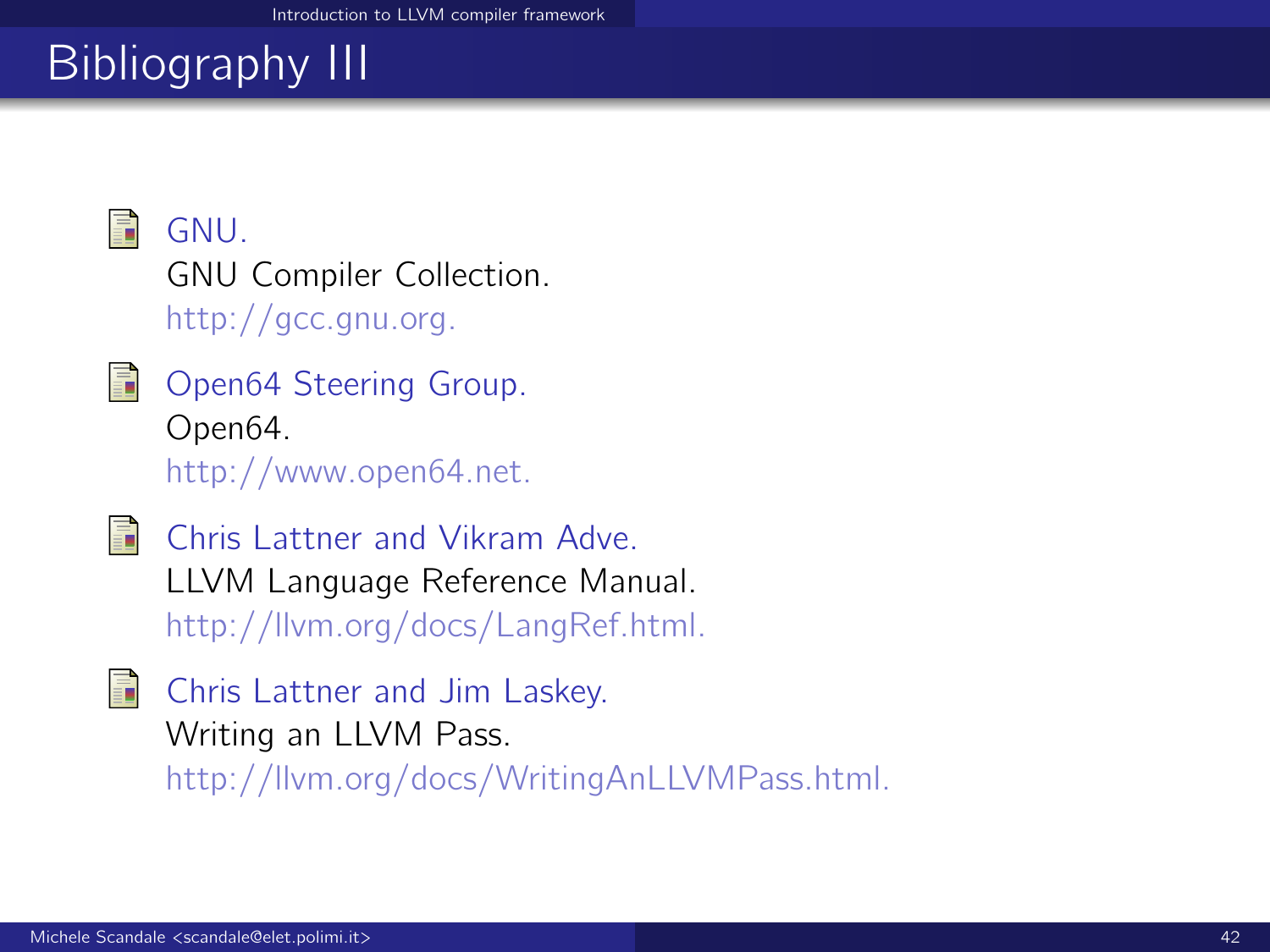# Bibliography III

- GNU.
  GNU Compiler Collection.
  http://gcc.gnu.org.

- Open64 Steering Group.
  Open64.
  http://www.open64.net.

- Chris Lattner and Vikram Adve.
  LLVM Language Reference Manual.
  http://llvm.org/docs/LangRef.html.

- Chris Lattner and Jim Laskey.
  Writing an LLVM Pass.
  http://llvm.org/docs/WritingAnLLVMPass.html.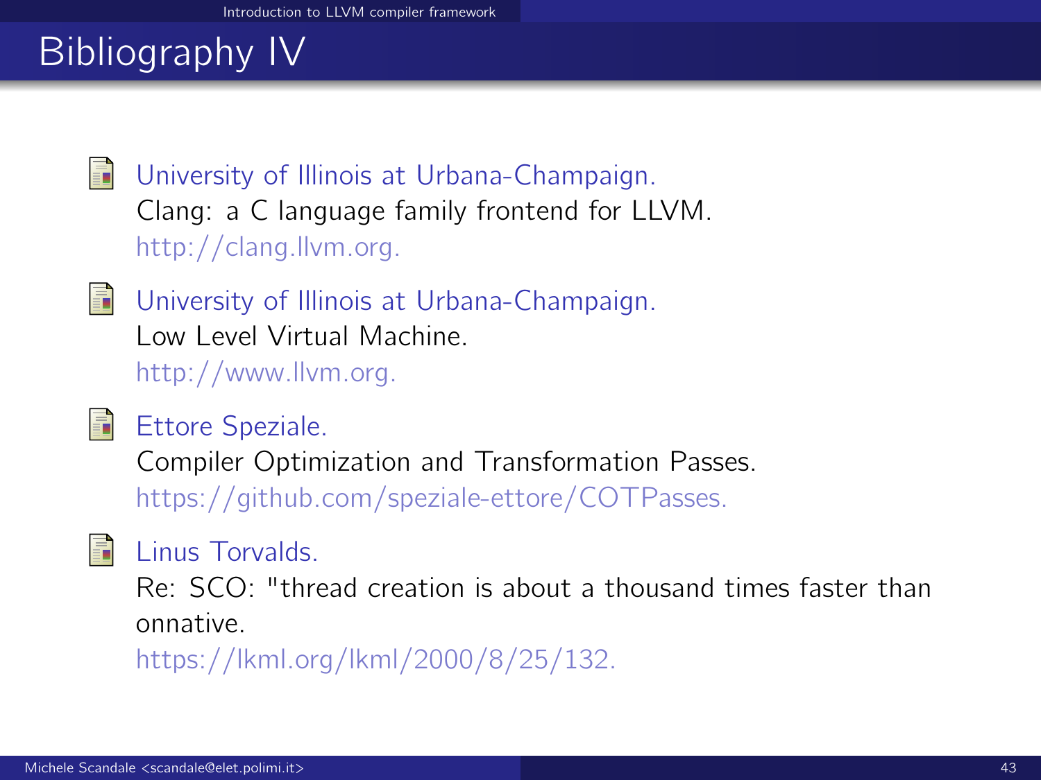# Bibliography IV

- University of Illinois at Urbana-Champaign.
  Clang: a C language family frontend for LLVM.
  http://clang.llvm.org.

- University of Illinois at Urbana-Champaign.
  Low Level Virtual Machine.
  http://www.llvm.org.

- Ettore Speziale.
  Compiler Optimization and Transformation Passes.
  https://github.com/speziale-ettore/COTPasses.

- Linus Torvalds.
  Re: SCO: "thread creation is about a thousand times faster than onnative.
  https://lkml.org/lkml/2000/8/25/132.